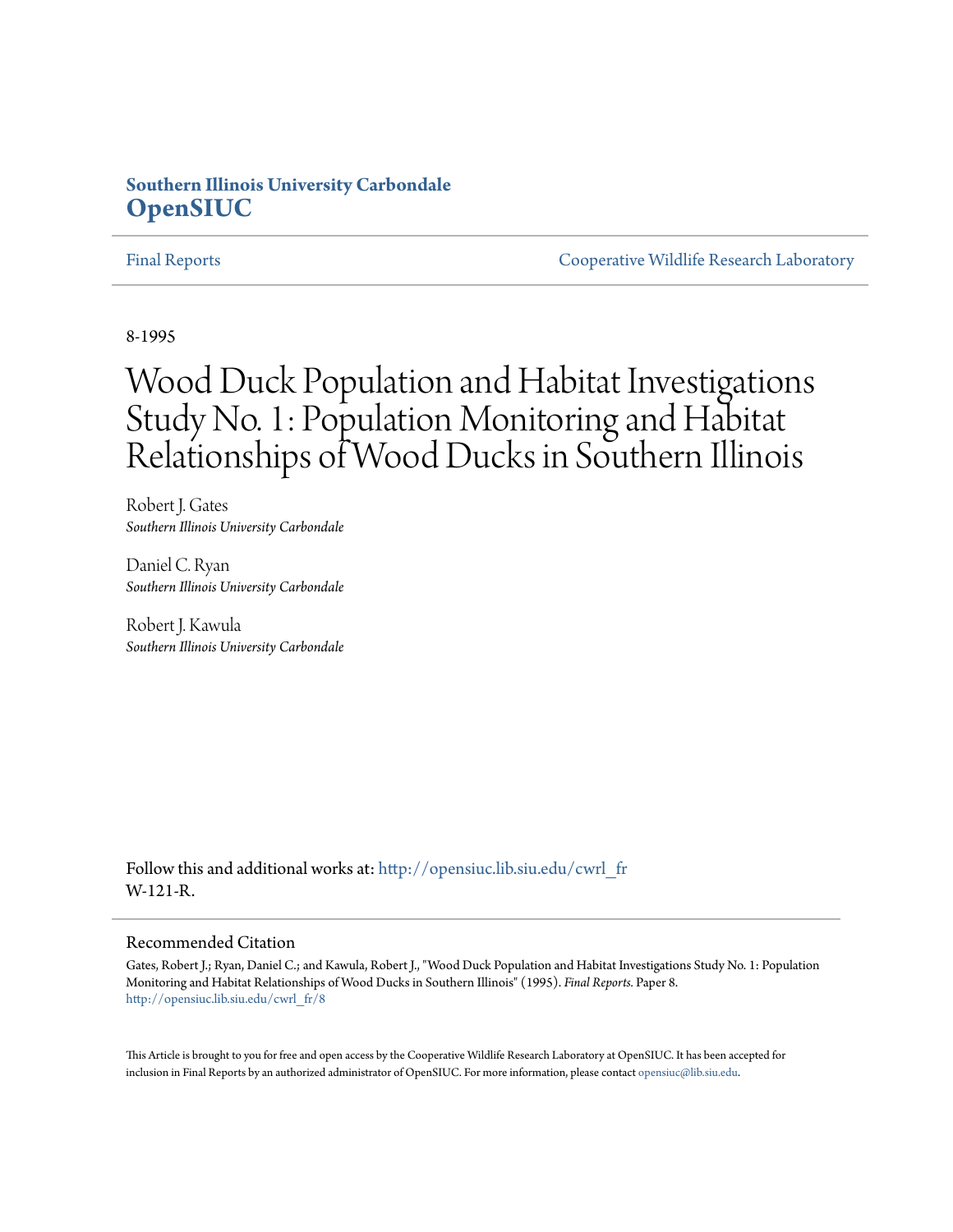**Southern Illinois University Carbondale**
**OpenSIUC**

Final Reports | Cooperative Wildlife Research Laboratory

8-1995

# Wood Duck Population and Habitat Investigations Study No. 1: Population Monitoring and Habitat Relationships of Wood Ducks in Southern Illinois

Robert J. Gates
*Southern Illinois University Carbondale*

Daniel C. Ryan
*Southern Illinois University Carbondale*

Robert J. Kawula
*Southern Illinois University Carbondale*

Follow this and additional works at: http://opensiuc.lib.siu.edu/cwrl_fr
W-121-R.

## Recommended Citation

Gates, Robert J.; Ryan, Daniel C.; and Kawula, Robert J., "Wood Duck Population and Habitat Investigations Study No. 1: Population Monitoring and Habitat Relationships of Wood Ducks in Southern Illinois" (1995). *Final Reports.* Paper 8.
http://opensiuc.lib.siu.edu/cwrl_fr/8

This Article is brought to you for free and open access by the Cooperative Wildlife Research Laboratory at OpenSIUC. It has been accepted for inclusion in Final Reports by an authorized administrator of OpenSIUC. For more information, please contact opensiuc@lib.siu.edu.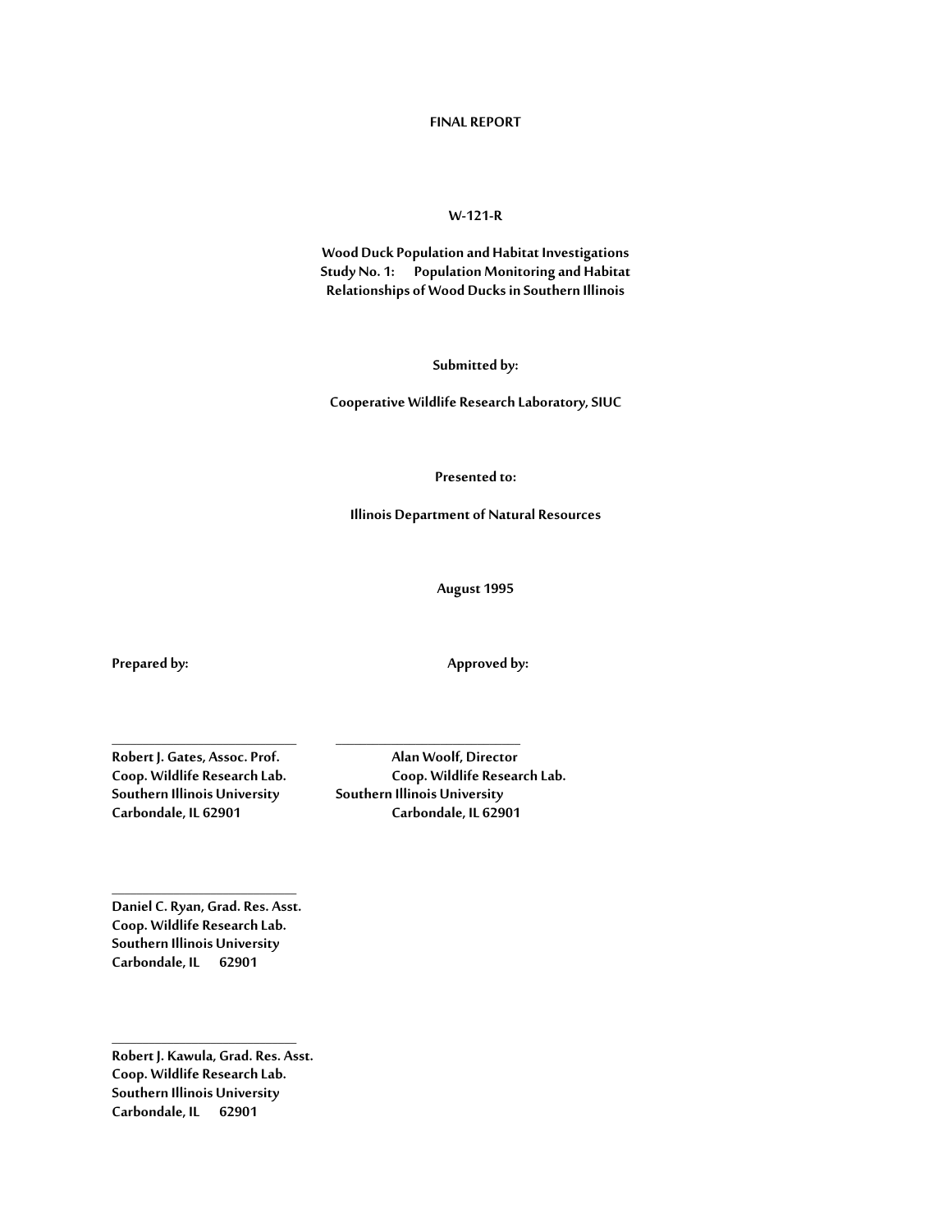**FINAL REPORT**

**W-121-R**

**Wood Duck Population and Habitat Investigations**
**Study No. 1: Population Monitoring and Habitat Relationships of Wood Ducks in Southern Illinois**

**Submitted by:**

**Cooperative Wildlife Research Laboratory, SIUC**

**Presented to:**

**Illinois Department of Natural Resources**

**August 1995**

**Prepared by:**

**Robert J. Gates, Assoc. Prof.**
**Coop. Wildlife Research Lab.**
**Southern Illinois University**
**Carbondale, IL 62901**

**Daniel C. Ryan, Grad. Res. Asst.**
**Coop. Wildlife Research Lab.**
**Southern Illinois University**
**Carbondale, IL 62901**

**Robert J. Kawula, Grad. Res. Asst.**
**Coop. Wildlife Research Lab.**
**Southern Illinois University**
**Carbondale, IL 62901**

**Approved by:**

**Alan Woolf, Director**
**Coop. Wildlife Research Lab.**
**Southern Illinois University**
**Carbondale, IL 62901**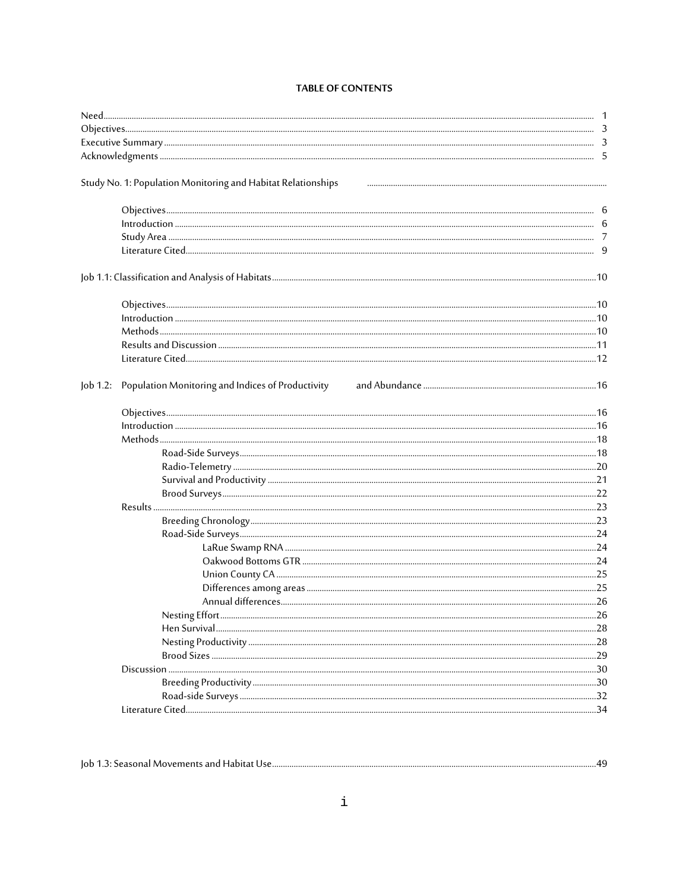**TABLE OF CONTENTS**

Need 1
Objectives 3
Executive Summary 3
Acknowledgments 5

Study No. 1: Population Monitoring and Habitat Relationships

- Objectives 6
- Introduction 6
- Study Area 7
- Literature Cited 9

Job 1.1: Classification and Analysis of Habitats 10

- Objectives 10
- Introduction 10
- Methods 10
- Results and Discussion 11
- Literature Cited 12

Job 1.2: Population Monitoring and Indices of Productivity and Abundance 16

- Objectives 16
- Introduction 16
- Methods 18
  - Road-Side Surveys 18
  - Radio-Telemetry 20
  - Survival and Productivity 21
  - Brood Surveys 22
- Results 23
  - Breeding Chronology 23
  - Road-Side Surveys 24
    - LaRue Swamp RNA 24
    - Oakwood Bottoms GTR 24
    - Union County CA 25
    - Differences among areas 25
    - Annual differences 26
  - Nesting Effort 26
  - Hen Survival 28
  - Nesting Productivity 28
  - Brood Sizes 29
- Discussion 30
  - Breeding Productivity 30
  - Road-side Surveys 32
- Literature Cited 34

Job 1.3: Seasonal Movements and Habitat Use 49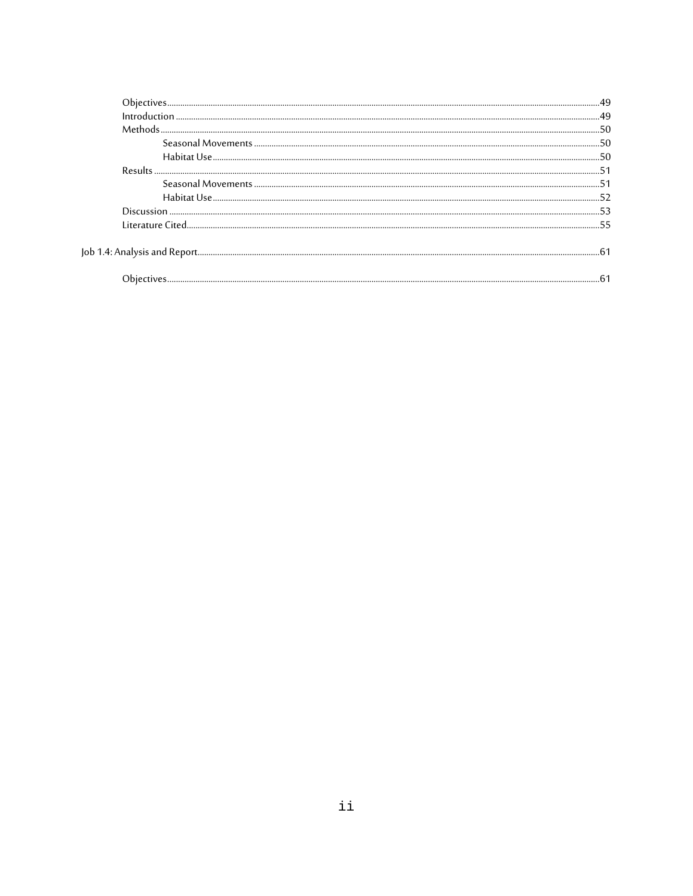- Objectives ..... 49
- Introduction ..... 49
- Methods ..... 50
    - Seasonal Movements ..... 50
    - Habitat Use ..... 50
- Results ..... 51
    - Seasonal Movements ..... 51
    - Habitat Use ..... 52
- Discussion ..... 53
- Literature Cited ..... 55

Job 1.4: Analysis and Report ..... 61

- Objectives ..... 61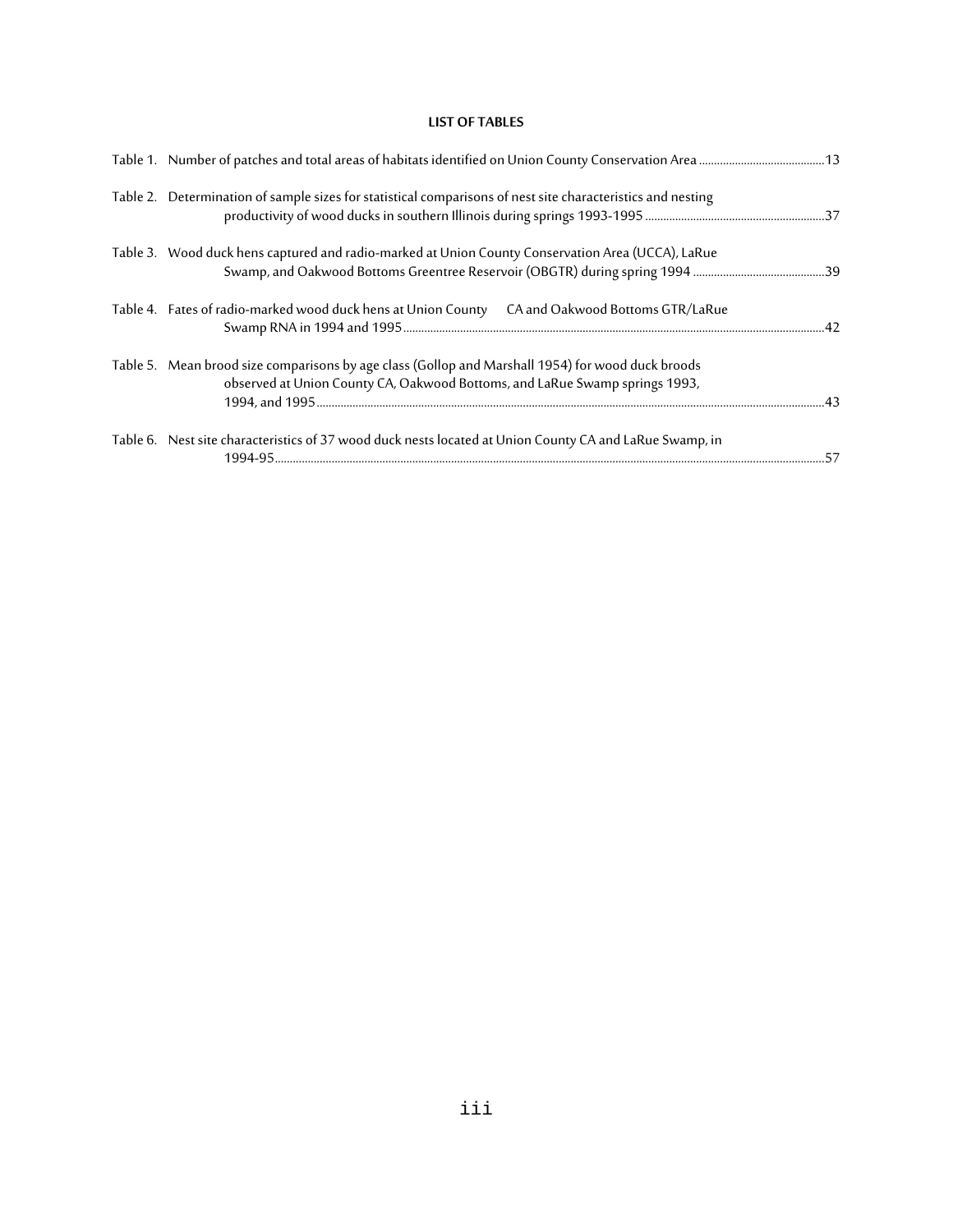## LIST OF TABLES

Table 1. Number of patches and total areas of habitats identified on Union County Conservation Area ..........13

Table 2. Determination of sample sizes for statistical comparisons of nest site characteristics and nesting productivity of wood ducks in southern Illinois during springs 1993-1995 ..........37

Table 3. Wood duck hens captured and radio-marked at Union County Conservation Area (UCCA), LaRue Swamp, and Oakwood Bottoms Greentree Reservoir (OBGTR) during spring 1994 ..........39

Table 4. Fates of radio-marked wood duck hens at Union County CA and Oakwood Bottoms GTR/LaRue Swamp RNA in 1994 and 1995..........42

Table 5. Mean brood size comparisons by age class (Gollop and Marshall 1954) for wood duck broods observed at Union County CA, Oakwood Bottoms, and LaRue Swamp springs 1993, 1994, and 1995..........43

Table 6. Nest site characteristics of 37 wood duck nests located at Union County CA and LaRue Swamp, in 1994-95..........57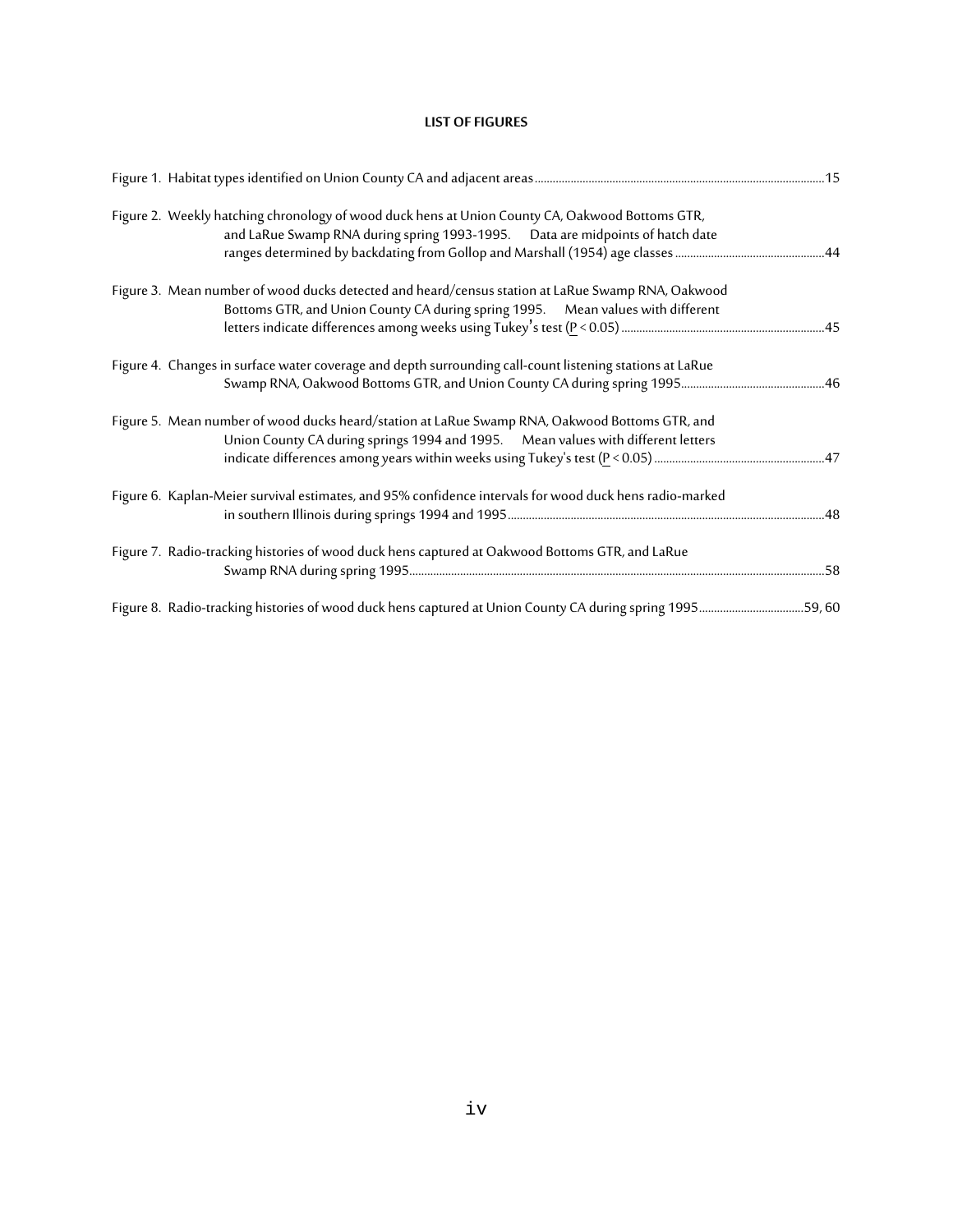**LIST OF FIGURES**

Figure 1. Habitat types identified on Union County CA and adjacent areas ........ 15

Figure 2. Weekly hatching chronology of wood duck hens at Union County CA, Oakwood Bottoms GTR, and LaRue Swamp RNA during spring 1993-1995. Data are midpoints of hatch date ranges determined by backdating from Gollop and Marshall (1954) age classes ........ 44

Figure 3. Mean number of wood ducks detected and heard/census station at LaRue Swamp RNA, Oakwood Bottoms GTR, and Union County CA during spring 1995. Mean values with different letters indicate differences among weeks using Tukey's test ($\underline{P} < 0.05$) ........ 45

Figure 4. Changes in surface water coverage and depth surrounding call-count listening stations at LaRue Swamp RNA, Oakwood Bottoms GTR, and Union County CA during spring 1995 ........ 46

Figure 5. Mean number of wood ducks heard/station at LaRue Swamp RNA, Oakwood Bottoms GTR, and Union County CA during springs 1994 and 1995. Mean values with different letters indicate differences among years within weeks using Tukey's test ($\underline{P} < 0.05$) ........ 47

Figure 6. Kaplan-Meier survival estimates, and 95% confidence intervals for wood duck hens radio-marked in southern Illinois during springs 1994 and 1995 ........ 48

Figure 7. Radio-tracking histories of wood duck hens captured at Oakwood Bottoms GTR, and LaRue Swamp RNA during spring 1995 ........ 58

Figure 8. Radio-tracking histories of wood duck hens captured at Union County CA during spring 1995 ........ 59, 60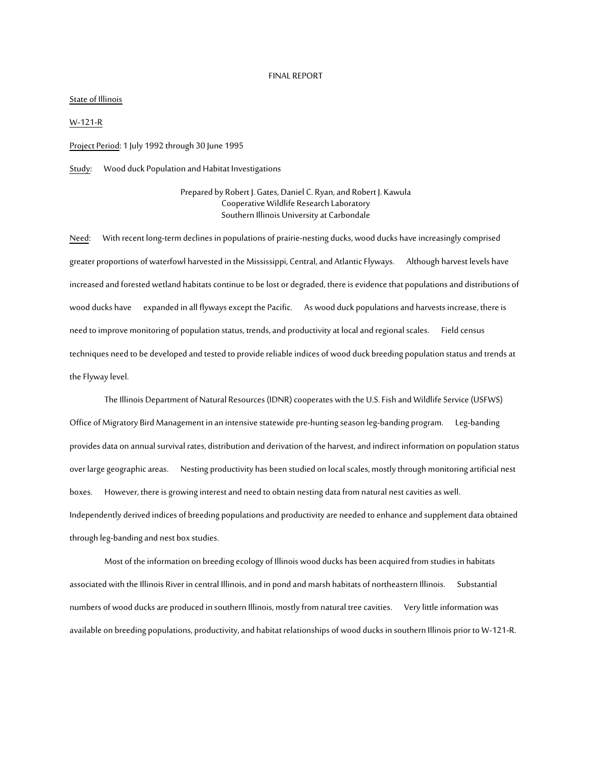FINAL REPORT

State of Illinois

W-121-R

Project Period: 1 July 1992 through 30 June 1995

Study: Wood duck Population and Habitat Investigations

Prepared by Robert J. Gates, Daniel C. Ryan, and Robert J. Kawula
Cooperative Wildlife Research Laboratory
Southern Illinois University at Carbondale

Need: With recent long-term declines in populations of prairie-nesting ducks, wood ducks have increasingly comprised greater proportions of waterfowl harvested in the Mississippi, Central, and Atlantic Flyways. Although harvest levels have increased and forested wetland habitats continue to be lost or degraded, there is evidence that populations and distributions of wood ducks have expanded in all flyways except the Pacific. As wood duck populations and harvests increase, there is need to improve monitoring of population status, trends, and productivity at local and regional scales. Field census techniques need to be developed and tested to provide reliable indices of wood duck breeding population status and trends at the Flyway level.

The Illinois Department of Natural Resources (IDNR) cooperates with the U.S. Fish and Wildlife Service (USFWS) Office of Migratory Bird Management in an intensive statewide pre-hunting season leg-banding program. Leg-banding provides data on annual survival rates, distribution and derivation of the harvest, and indirect information on population status over large geographic areas. Nesting productivity has been studied on local scales, mostly through monitoring artificial nest boxes. However, there is growing interest and need to obtain nesting data from natural nest cavities as well. Independently derived indices of breeding populations and productivity are needed to enhance and supplement data obtained through leg-banding and nest box studies.

Most of the information on breeding ecology of Illinois wood ducks has been acquired from studies in habitats associated with the Illinois River in central Illinois, and in pond and marsh habitats of northeastern Illinois. Substantial numbers of wood ducks are produced in southern Illinois, mostly from natural tree cavities. Very little information was available on breeding populations, productivity, and habitat relationships of wood ducks in southern Illinois prior to W-121-R.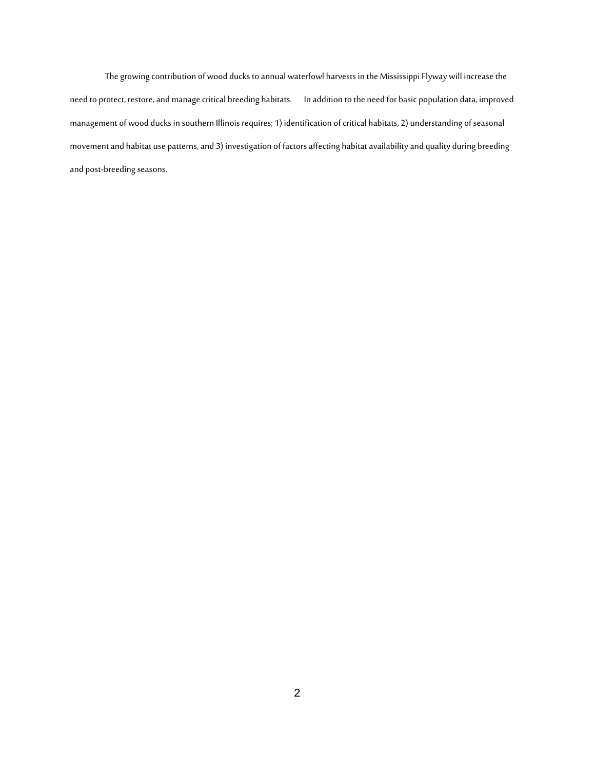The growing contribution of wood ducks to annual waterfowl harvests in the Mississippi Flyway will increase the need to protect, restore, and manage critical breeding habitats. In addition to the need for basic population data, improved management of wood ducks in southern Illinois requires; 1) identification of critical habitats, 2) understanding of seasonal movement and habitat use patterns, and 3) investigation of factors affecting habitat availability and quality during breeding and post-breeding seasons.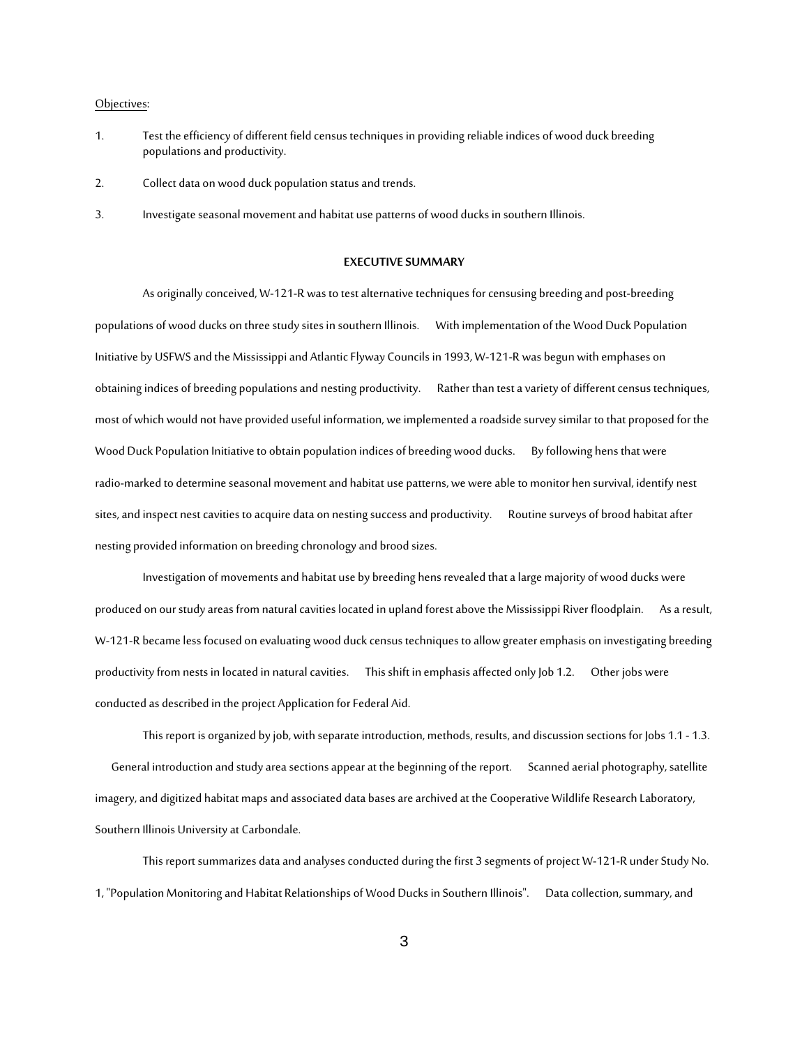Objectives:

1. Test the efficiency of different field census techniques in providing reliable indices of wood duck breeding populations and productivity.
2. Collect data on wood duck population status and trends.
3. Investigate seasonal movement and habitat use patterns of wood ducks in southern Illinois.

**EXECUTIVE SUMMARY**

As originally conceived, W-121-R was to test alternative techniques for censusing breeding and post-breeding populations of wood ducks on three study sites in southern Illinois. With implementation of the Wood Duck Population Initiative by USFWS and the Mississippi and Atlantic Flyway Councils in 1993, W-121-R was begun with emphases on obtaining indices of breeding populations and nesting productivity. Rather than test a variety of different census techniques, most of which would not have provided useful information, we implemented a roadside survey similar to that proposed for the Wood Duck Population Initiative to obtain population indices of breeding wood ducks. By following hens that were radio-marked to determine seasonal movement and habitat use patterns, we were able to monitor hen survival, identify nest sites, and inspect nest cavities to acquire data on nesting success and productivity. Routine surveys of brood habitat after nesting provided information on breeding chronology and brood sizes.

Investigation of movements and habitat use by breeding hens revealed that a large majority of wood ducks were produced on our study areas from natural cavities located in upland forest above the Mississippi River floodplain. As a result, W-121-R became less focused on evaluating wood duck census techniques to allow greater emphasis on investigating breeding productivity from nests in located in natural cavities. This shift in emphasis affected only Job 1.2. Other jobs were conducted as described in the project Application for Federal Aid.

This report is organized by job, with separate introduction, methods, results, and discussion sections for Jobs 1.1 - 1.3. General introduction and study area sections appear at the beginning of the report. Scanned aerial photography, satellite imagery, and digitized habitat maps and associated data bases are archived at the Cooperative Wildlife Research Laboratory, Southern Illinois University at Carbondale.

This report summarizes data and analyses conducted during the first 3 segments of project W-121-R under Study No. 1, "Population Monitoring and Habitat Relationships of Wood Ducks in Southern Illinois". Data collection, summary, and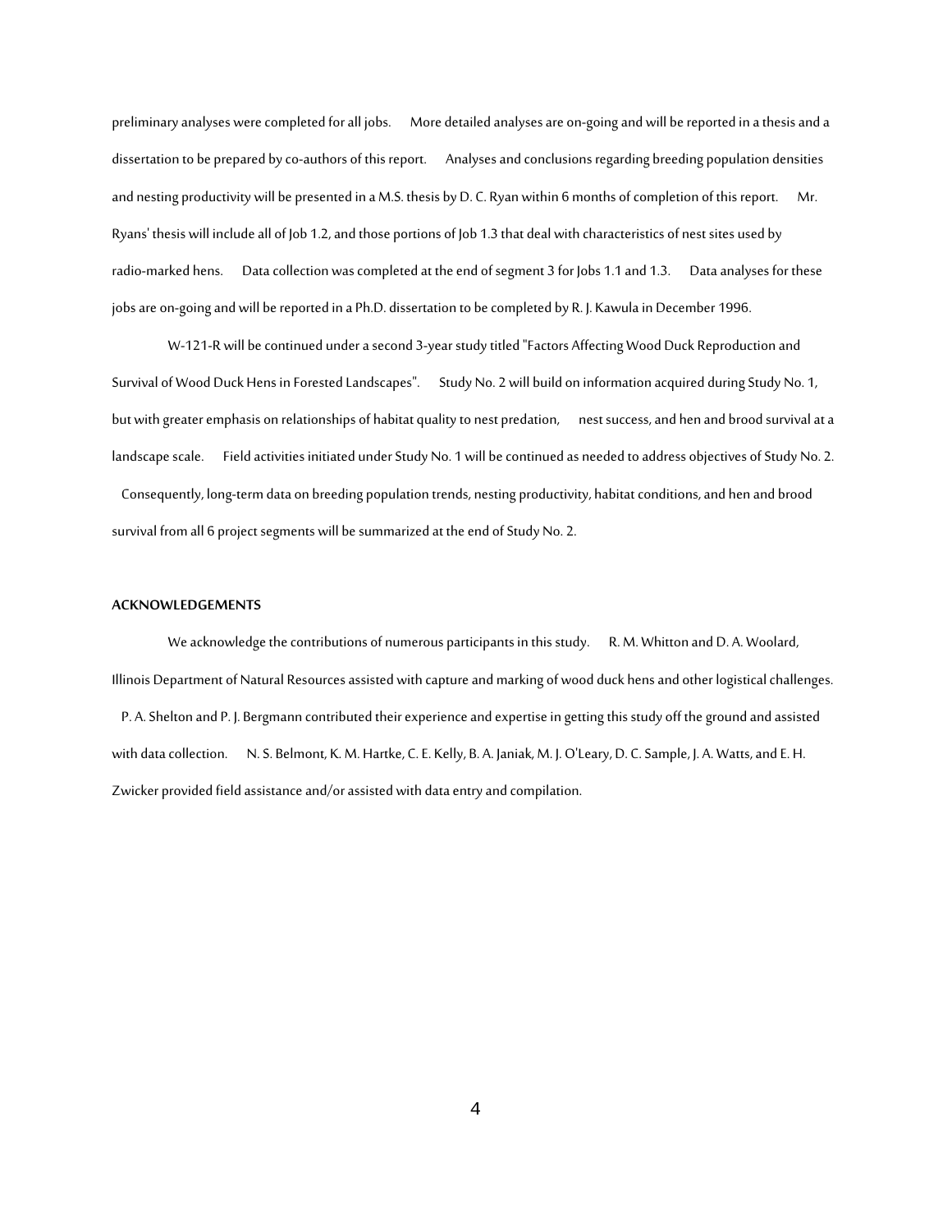preliminary analyses were completed for all jobs. More detailed analyses are on-going and will be reported in a thesis and a dissertation to be prepared by co-authors of this report. Analyses and conclusions regarding breeding population densities and nesting productivity will be presented in a M.S. thesis by D. C. Ryan within 6 months of completion of this report. Mr. Ryans' thesis will include all of Job 1.2, and those portions of Job 1.3 that deal with characteristics of nest sites used by radio-marked hens. Data collection was completed at the end of segment 3 for Jobs 1.1 and 1.3. Data analyses for these jobs are on-going and will be reported in a Ph.D. dissertation to be completed by R. J. Kawula in December 1996.

W-121-R will be continued under a second 3-year study titled "Factors Affecting Wood Duck Reproduction and Survival of Wood Duck Hens in Forested Landscapes". Study No. 2 will build on information acquired during Study No. 1, but with greater emphasis on relationships of habitat quality to nest predation, nest success, and hen and brood survival at a landscape scale. Field activities initiated under Study No. 1 will be continued as needed to address objectives of Study No. 2. Consequently, long-term data on breeding population trends, nesting productivity, habitat conditions, and hen and brood survival from all 6 project segments will be summarized at the end of Study No. 2.

**ACKNOWLEDGEMENTS**

We acknowledge the contributions of numerous participants in this study. R. M. Whitton and D. A. Woolard, Illinois Department of Natural Resources assisted with capture and marking of wood duck hens and other logistical challenges. P. A. Shelton and P. J. Bergmann contributed their experience and expertise in getting this study off the ground and assisted with data collection. N. S. Belmont, K. M. Hartke, C. E. Kelly, B. A. Janiak, M. J. O'Leary, D. C. Sample, J. A. Watts, and E. H. Zwicker provided field assistance and/or assisted with data entry and compilation.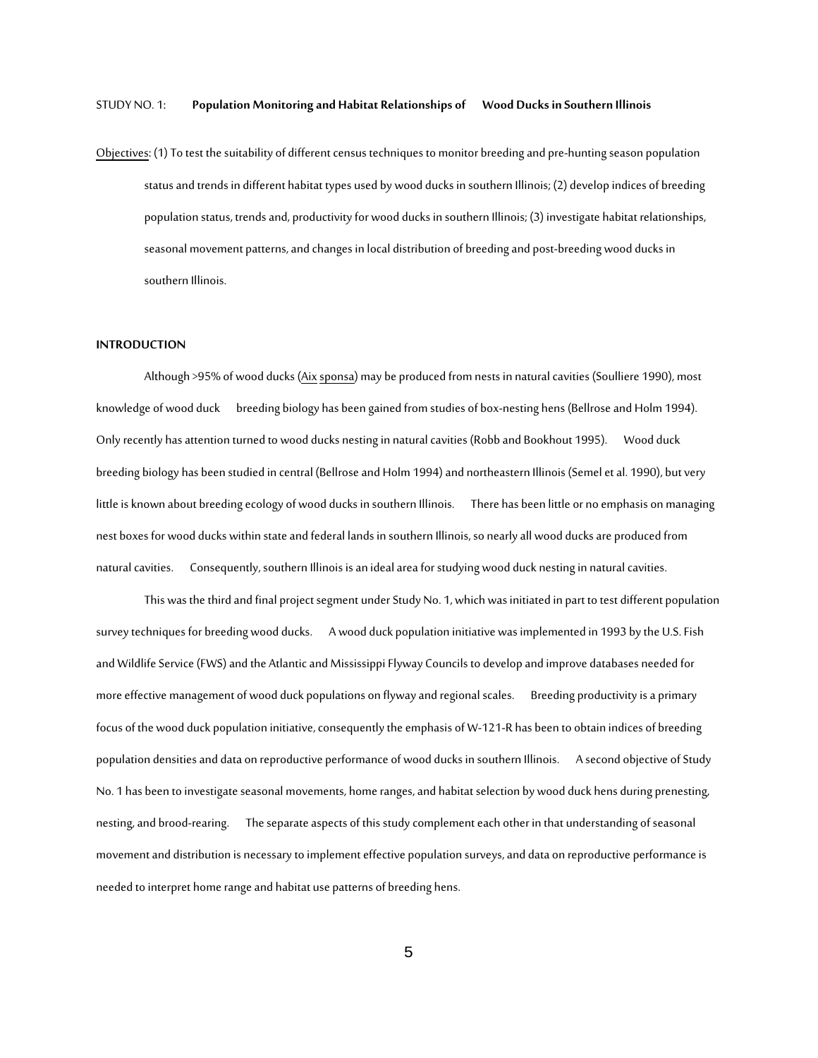STUDY NO. 1: **Population Monitoring and Habitat Relationships of Wood Ducks in Southern Illinois**

Objectives: (1) To test the suitability of different census techniques to monitor breeding and pre-hunting season population status and trends in different habitat types used by wood ducks in southern Illinois; (2) develop indices of breeding population status, trends and, productivity for wood ducks in southern Illinois; (3) investigate habitat relationships, seasonal movement patterns, and changes in local distribution of breeding and post-breeding wood ducks in southern Illinois.

## INTRODUCTION

Although >95% of wood ducks (Aix sponsa) may be produced from nests in natural cavities (Soulliere 1990), most knowledge of wood duck breeding biology has been gained from studies of box-nesting hens (Bellrose and Holm 1994). Only recently has attention turned to wood ducks nesting in natural cavities (Robb and Bookhout 1995). Wood duck breeding biology has been studied in central (Bellrose and Holm 1994) and northeastern Illinois (Semel et al. 1990), but very little is known about breeding ecology of wood ducks in southern Illinois. There has been little or no emphasis on managing nest boxes for wood ducks within state and federal lands in southern Illinois, so nearly all wood ducks are produced from natural cavities. Consequently, southern Illinois is an ideal area for studying wood duck nesting in natural cavities.

This was the third and final project segment under Study No. 1, which was initiated in part to test different population survey techniques for breeding wood ducks. A wood duck population initiative was implemented in 1993 by the U.S. Fish and Wildlife Service (FWS) and the Atlantic and Mississippi Flyway Councils to develop and improve databases needed for more effective management of wood duck populations on flyway and regional scales. Breeding productivity is a primary focus of the wood duck population initiative, consequently the emphasis of W-121-R has been to obtain indices of breeding population densities and data on reproductive performance of wood ducks in southern Illinois. A second objective of Study No. 1 has been to investigate seasonal movements, home ranges, and habitat selection by wood duck hens during prenesting, nesting, and brood-rearing. The separate aspects of this study complement each other in that understanding of seasonal movement and distribution is necessary to implement effective population surveys, and data on reproductive performance is needed to interpret home range and habitat use patterns of breeding hens.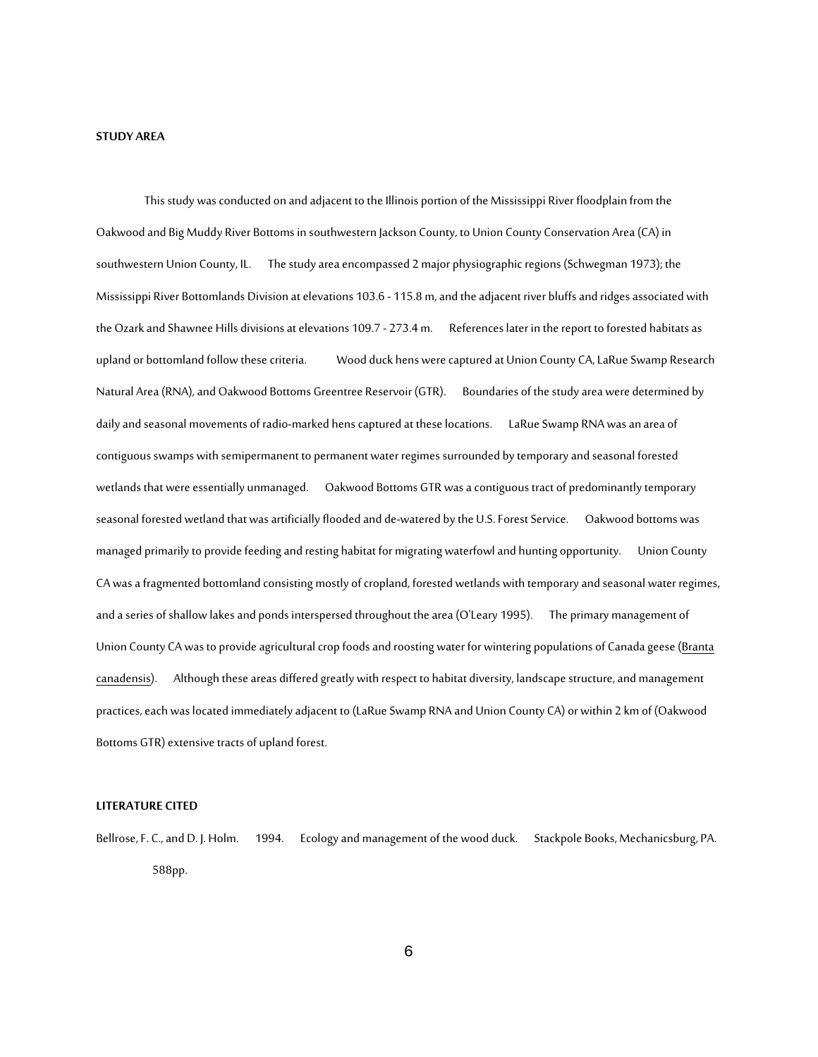## STUDY AREA

This study was conducted on and adjacent to the Illinois portion of the Mississippi River floodplain from the Oakwood and Big Muddy River Bottoms in southwestern Jackson County, to Union County Conservation Area (CA) in southwestern Union County, IL. The study area encompassed 2 major physiographic regions (Schwegman 1973); the Mississippi River Bottomlands Division at elevations 103.6 - 115.8 m, and the adjacent river bluffs and ridges associated with the Ozark and Shawnee Hills divisions at elevations 109.7 - 273.4 m. References later in the report to forested habitats as upland or bottomland follow these criteria. Wood duck hens were captured at Union County CA, LaRue Swamp Research Natural Area (RNA), and Oakwood Bottoms Greentree Reservoir (GTR). Boundaries of the study area were determined by daily and seasonal movements of radio-marked hens captured at these locations. LaRue Swamp RNA was an area of contiguous swamps with semipermanent to permanent water regimes surrounded by temporary and seasonal forested wetlands that were essentially unmanaged. Oakwood Bottoms GTR was a contiguous tract of predominantly temporary seasonal forested wetland that was artificially flooded and de-watered by the U.S. Forest Service. Oakwood bottoms was managed primarily to provide feeding and resting habitat for migrating waterfowl and hunting opportunity. Union County CA was a fragmented bottomland consisting mostly of cropland, forested wetlands with temporary and seasonal water regimes, and a series of shallow lakes and ponds interspersed throughout the area (O'Leary 1995). The primary management of Union County CA was to provide agricultural crop foods and roosting water for wintering populations of Canada geese (*Branta canadensis*). Although these areas differed greatly with respect to habitat diversity, landscape structure, and management practices, each was located immediately adjacent to (LaRue Swamp RNA and Union County CA) or within 2 km of (Oakwood Bottoms GTR) extensive tracts of upland forest.

## LITERATURE CITED

Bellrose, F. C., and D. J. Holm. 1994. Ecology and management of the wood duck. Stackpole Books, Mechanicsburg, PA. 588pp.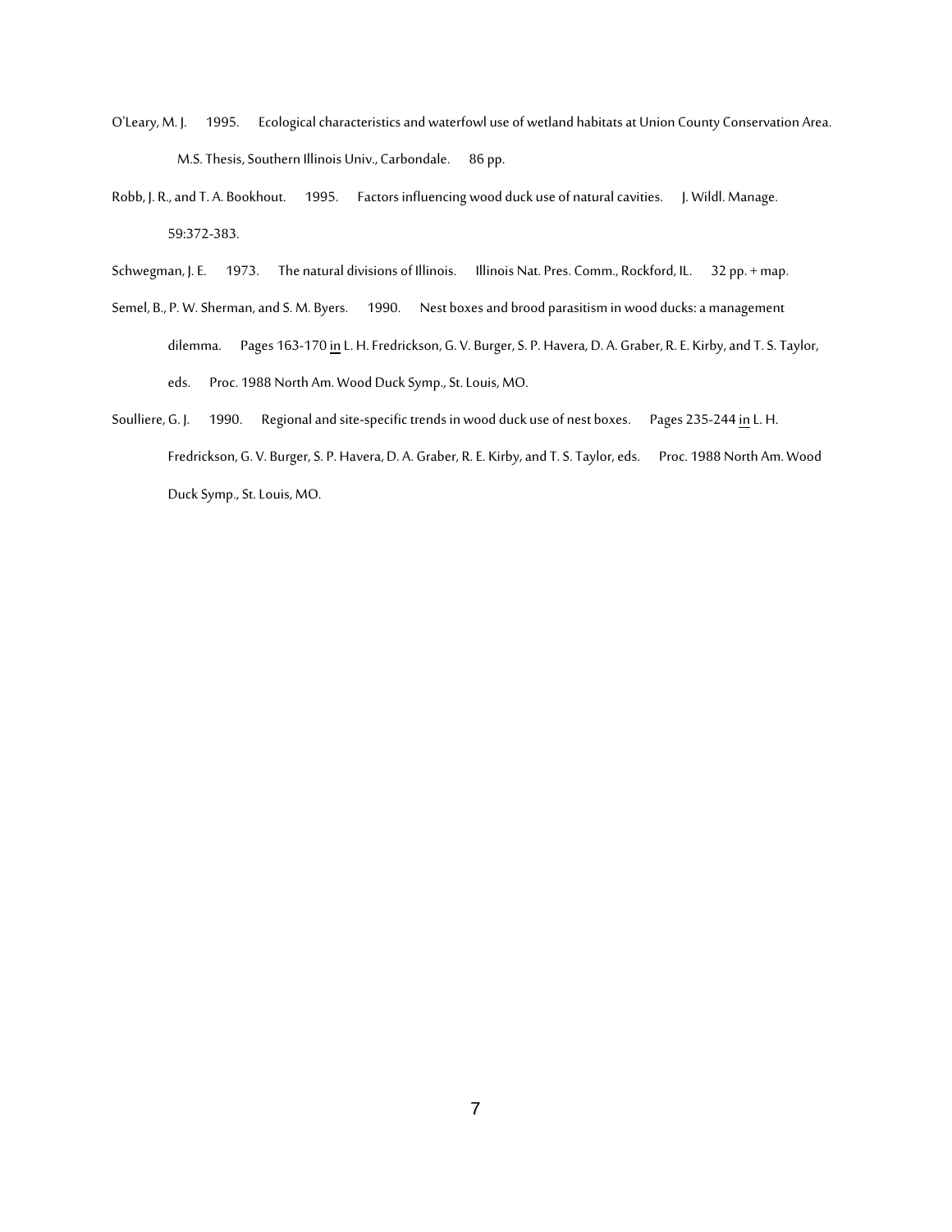O'Leary, M. J. 1995. Ecological characteristics and waterfowl use of wetland habitats at Union County Conservation Area. M.S. Thesis, Southern Illinois Univ., Carbondale. 86 pp.

Robb, J. R., and T. A. Bookhout. 1995. Factors influencing wood duck use of natural cavities. J. Wildl. Manage. 59:372-383.

Schwegman, J. E. 1973. The natural divisions of Illinois. Illinois Nat. Pres. Comm., Rockford, IL. 32 pp. + map.

Semel, B., P. W. Sherman, and S. M. Byers. 1990. Nest boxes and brood parasitism in wood ducks: a management dilemma. Pages 163-170 in L. H. Fredrickson, G. V. Burger, S. P. Havera, D. A. Graber, R. E. Kirby, and T. S. Taylor, eds. Proc. 1988 North Am. Wood Duck Symp., St. Louis, MO.

Soulliere, G. J. 1990. Regional and site-specific trends in wood duck use of nest boxes. Pages 235-244 in L. H. Fredrickson, G. V. Burger, S. P. Havera, D. A. Graber, R. E. Kirby, and T. S. Taylor, eds. Proc. 1988 North Am. Wood Duck Symp., St. Louis, MO.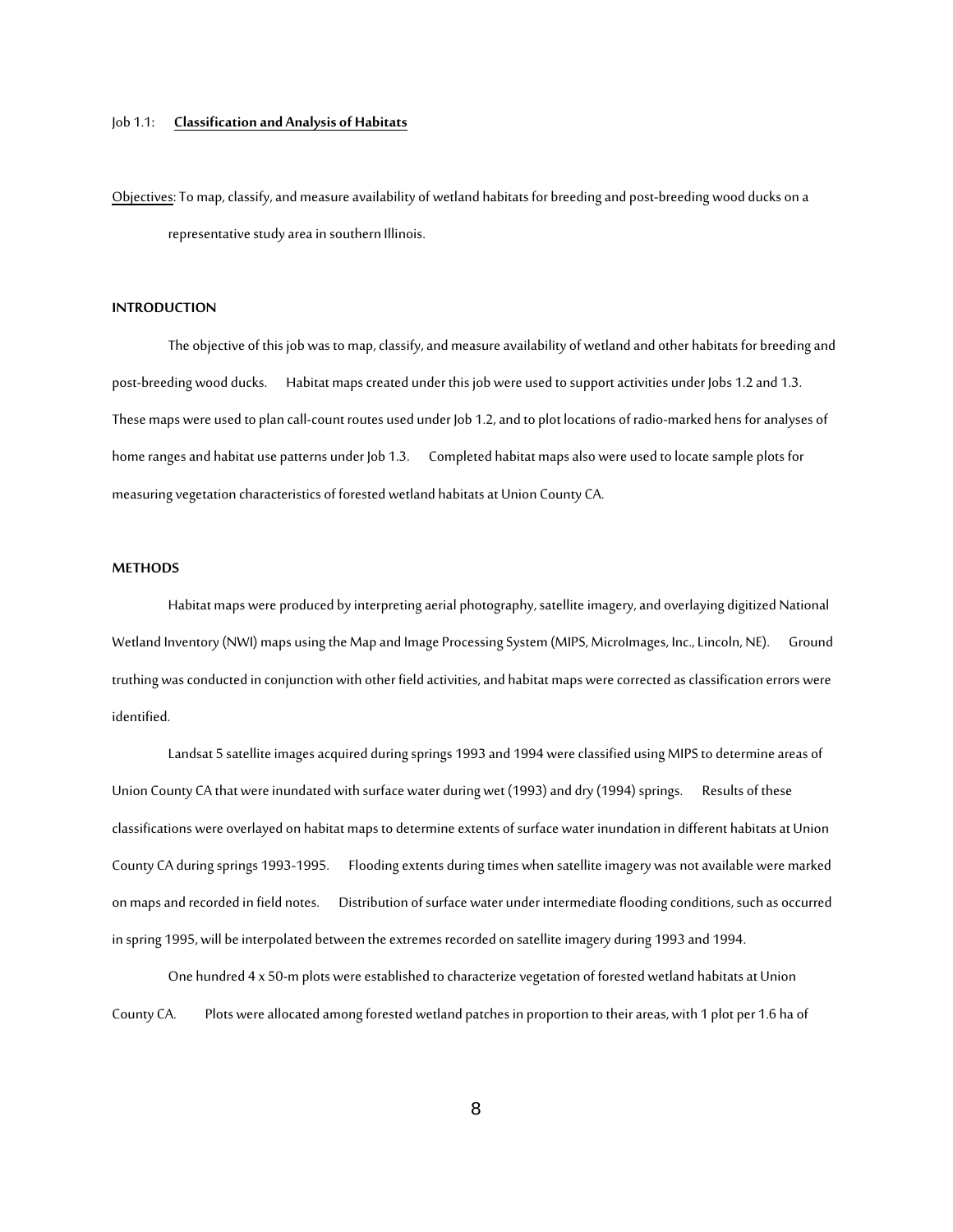Job 1.1: **Classification and Analysis of Habitats**

Objectives: To map, classify, and measure availability of wetland habitats for breeding and post-breeding wood ducks on a representative study area in southern Illinois.

## INTRODUCTION

The objective of this job was to map, classify, and measure availability of wetland and other habitats for breeding and post-breeding wood ducks. Habitat maps created under this job were used to support activities under Jobs 1.2 and 1.3. These maps were used to plan call-count routes used under Job 1.2, and to plot locations of radio-marked hens for analyses of home ranges and habitat use patterns under Job 1.3. Completed habitat maps also were used to locate sample plots for measuring vegetation characteristics of forested wetland habitats at Union County CA.

## METHODS

Habitat maps were produced by interpreting aerial photography, satellite imagery, and overlaying digitized National Wetland Inventory (NWI) maps using the Map and Image Processing System (MIPS, MicroImages, Inc., Lincoln, NE). Ground truthing was conducted in conjunction with other field activities, and habitat maps were corrected as classification errors were identified.

Landsat 5 satellite images acquired during springs 1993 and 1994 were classified using MIPS to determine areas of Union County CA that were inundated with surface water during wet (1993) and dry (1994) springs. Results of these classifications were overlayed on habitat maps to determine extents of surface water inundation in different habitats at Union County CA during springs 1993-1995. Flooding extents during times when satellite imagery was not available were marked on maps and recorded in field notes. Distribution of surface water under intermediate flooding conditions, such as occurred in spring 1995, will be interpolated between the extremes recorded on satellite imagery during 1993 and 1994.

One hundred 4 x 50-m plots were established to characterize vegetation of forested wetland habitats at Union County CA. Plots were allocated among forested wetland patches in proportion to their areas, with 1 plot per 1.6 ha of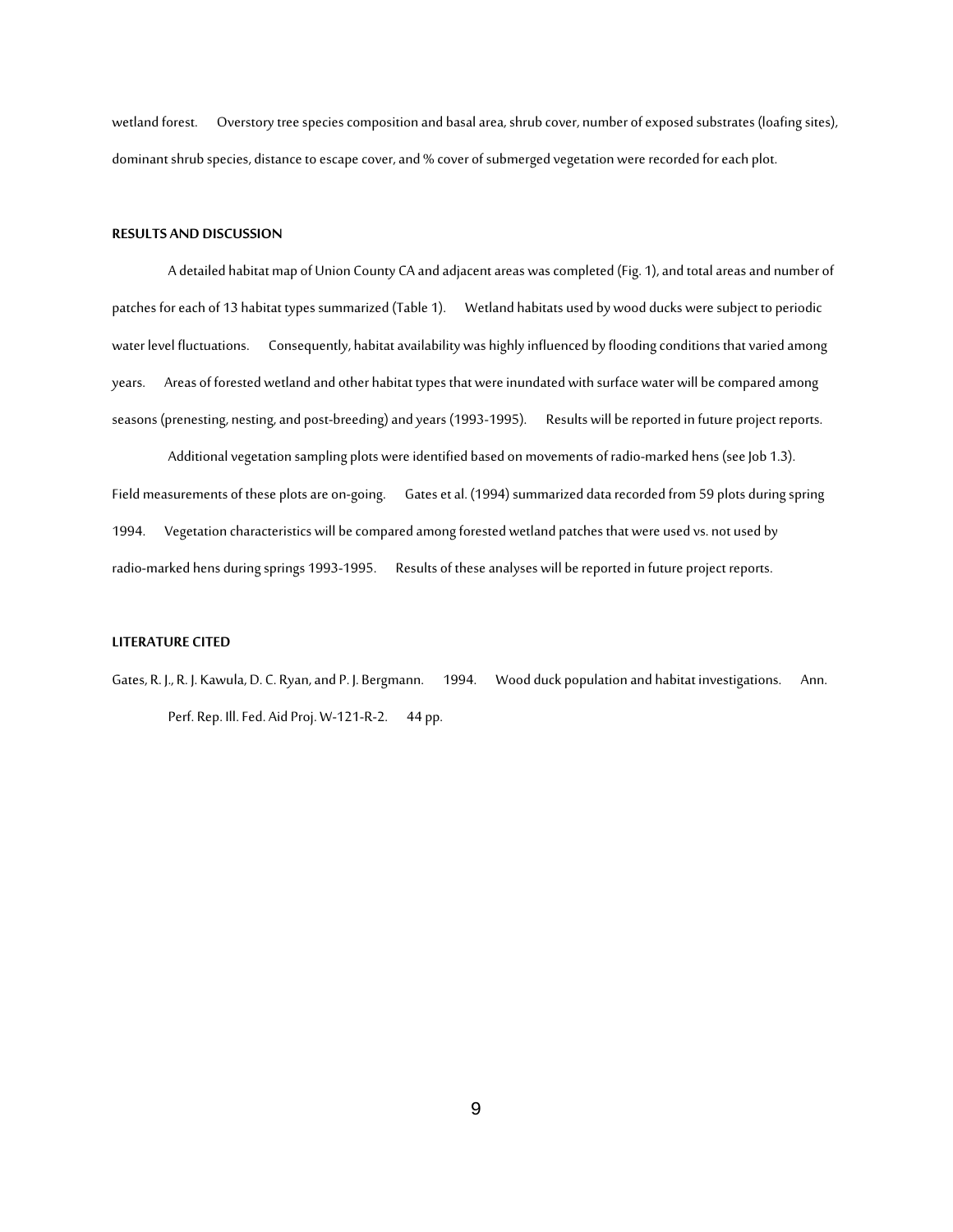wetland forest. Overstory tree species composition and basal area, shrub cover, number of exposed substrates (loafing sites), dominant shrub species, distance to escape cover, and % cover of submerged vegetation were recorded for each plot.

## RESULTS AND DISCUSSION

A detailed habitat map of Union County CA and adjacent areas was completed (Fig. 1), and total areas and number of patches for each of 13 habitat types summarized (Table 1). Wetland habitats used by wood ducks were subject to periodic water level fluctuations. Consequently, habitat availability was highly influenced by flooding conditions that varied among years. Areas of forested wetland and other habitat types that were inundated with surface water will be compared among seasons (prenesting, nesting, and post-breeding) and years (1993-1995). Results will be reported in future project reports.

Additional vegetation sampling plots were identified based on movements of radio-marked hens (see Job 1.3). Field measurements of these plots are on-going. Gates et al. (1994) summarized data recorded from 59 plots during spring 1994. Vegetation characteristics will be compared among forested wetland patches that were used vs. not used by radio-marked hens during springs 1993-1995. Results of these analyses will be reported in future project reports.

## LITERATURE CITED

Gates, R. J., R. J. Kawula, D. C. Ryan, and P. J. Bergmann. 1994. Wood duck population and habitat investigations. Ann. Perf. Rep. Ill. Fed. Aid Proj. W-121-R-2. 44 pp.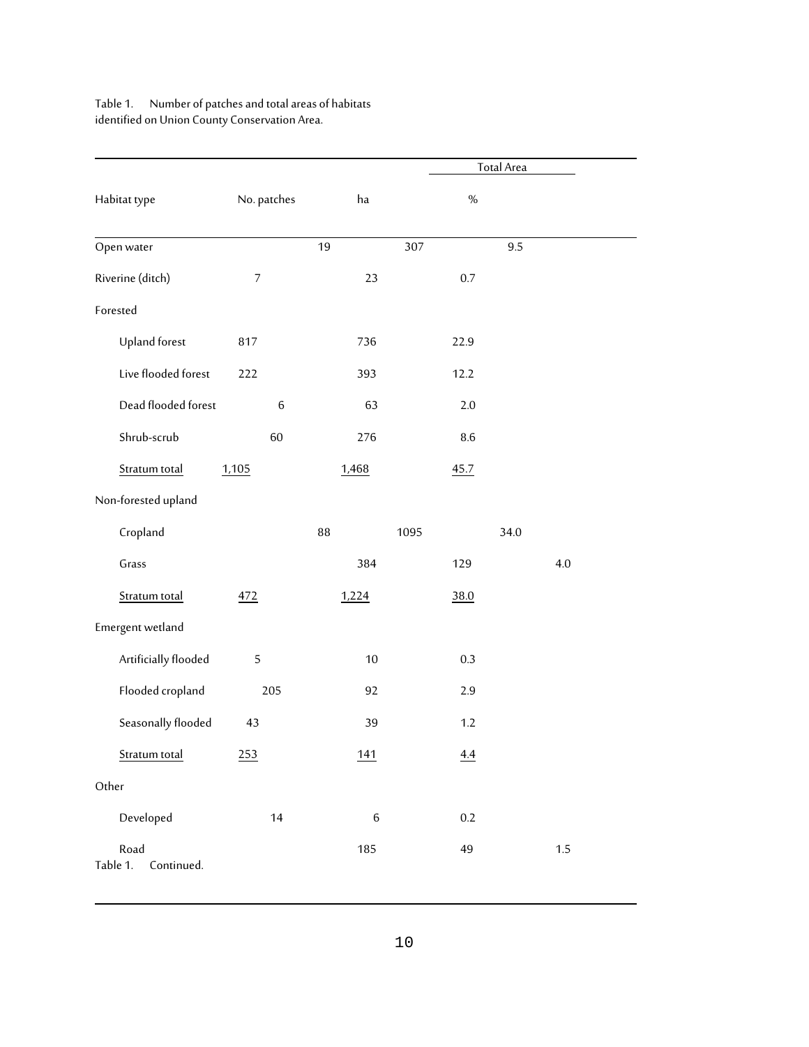Table 1. Number of patches and total areas of habitats identified on Union County Conservation Area.

| Habitat type | No. patches | Total Area ha | Total Area % |
|---|---|---|---|
| Open water | 19 | 307 | 9.5 |
| Riverine (ditch) | 7 | 23 | 0.7 |
| Forested | | | |
| Upland forest | 817 | 736 | 22.9 |
| Live flooded forest | 222 | 393 | 12.2 |
| Dead flooded forest | 6 | 63 | 2.0 |
| Shrub-scrub | 60 | 276 | 8.6 |
| Stratum total | 1,105 | 1,468 | 45.7 |
| Non-forested upland | | | |
| Cropland | 88 | 1095 | 34.0 |
| Grass | 384 | 129 | 4.0 |
| Stratum total | 472 | 1,224 | 38.0 |
| Emergent wetland | | | |
| Artificially flooded | 5 | 10 | 0.3 |
| Flooded cropland | 205 | 92 | 2.9 |
| Seasonally flooded | 43 | 39 | 1.2 |
| Stratum total | 253 | 141 | 4.4 |
| Other | | | |
| Developed | 14 | 6 | 0.2 |
| Road | 185 | 49 | 1.5 |

Table 1. Continued.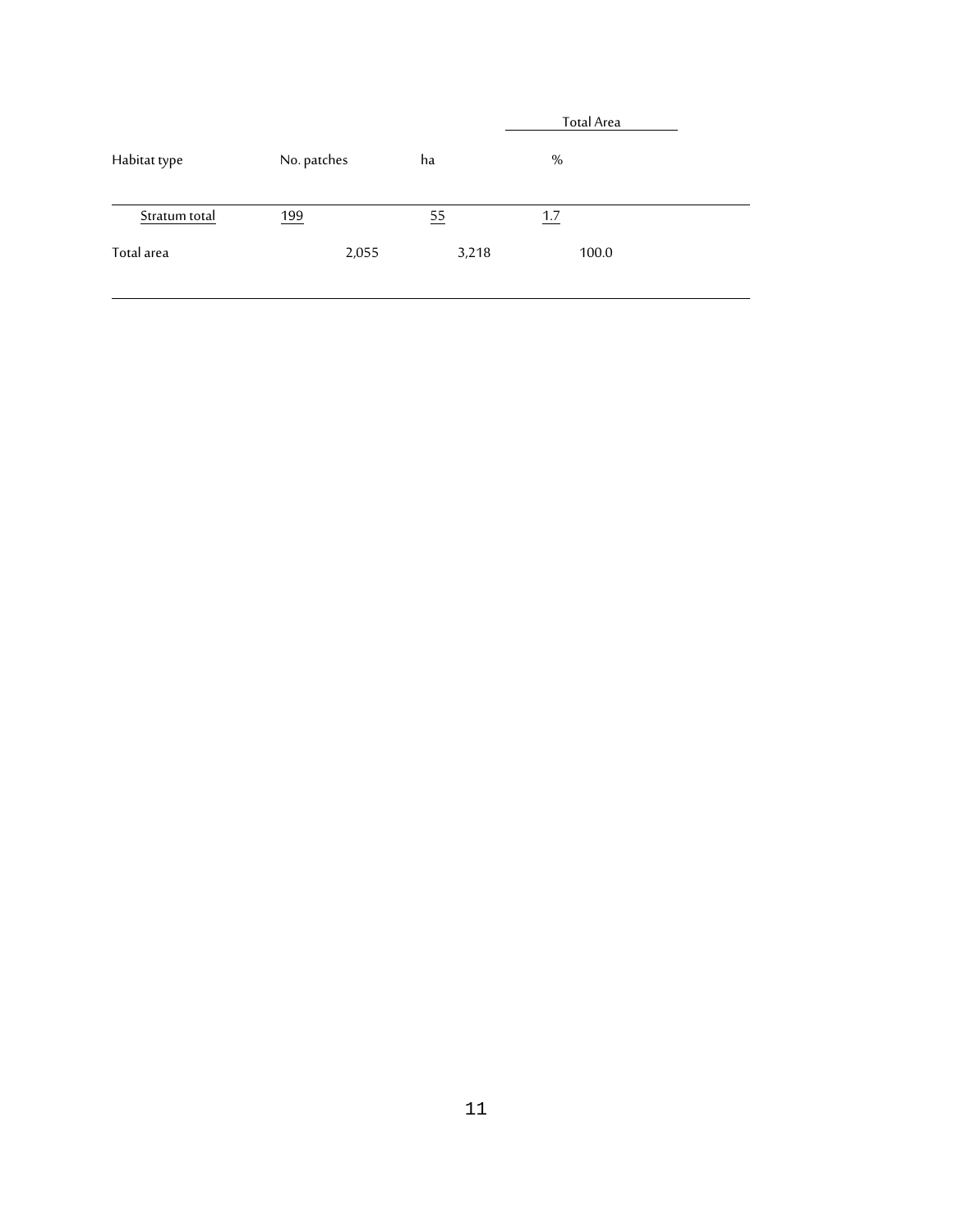| Habitat type | No. patches | ha | Total Area % |
|---|---|---|---|
| Stratum total | 199 | 55 | 1.7 |
| Total area | 2,055 | 3,218 | 100.0 |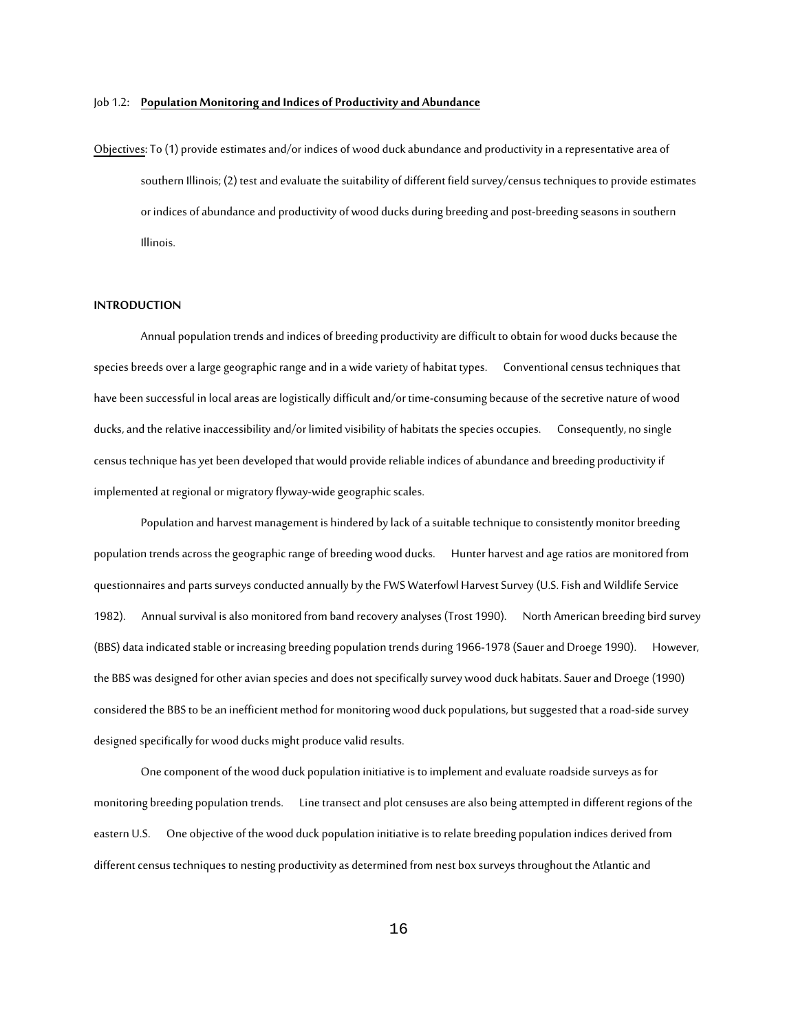Job 1.2: **Population Monitoring and Indices of Productivity and Abundance**

Objectives: To (1) provide estimates and/or indices of wood duck abundance and productivity in a representative area of southern Illinois; (2) test and evaluate the suitability of different field survey/census techniques to provide estimates or indices of abundance and productivity of wood ducks during breeding and post-breeding seasons in southern Illinois.

**INTRODUCTION**

Annual population trends and indices of breeding productivity are difficult to obtain for wood ducks because the species breeds over a large geographic range and in a wide variety of habitat types. Conventional census techniques that have been successful in local areas are logistically difficult and/or time-consuming because of the secretive nature of wood ducks, and the relative inaccessibility and/or limited visibility of habitats the species occupies. Consequently, no single census technique has yet been developed that would provide reliable indices of abundance and breeding productivity if implemented at regional or migratory flyway-wide geographic scales.

Population and harvest management is hindered by lack of a suitable technique to consistently monitor breeding population trends across the geographic range of breeding wood ducks. Hunter harvest and age ratios are monitored from questionnaires and parts surveys conducted annually by the FWS Waterfowl Harvest Survey (U.S. Fish and Wildlife Service 1982). Annual survival is also monitored from band recovery analyses (Trost 1990). North American breeding bird survey (BBS) data indicated stable or increasing breeding population trends during 1966-1978 (Sauer and Droege 1990). However, the BBS was designed for other avian species and does not specifically survey wood duck habitats. Sauer and Droege (1990) considered the BBS to be an inefficient method for monitoring wood duck populations, but suggested that a road-side survey designed specifically for wood ducks might produce valid results.

One component of the wood duck population initiative is to implement and evaluate roadside surveys as for monitoring breeding population trends. Line transect and plot censuses are also being attempted in different regions of the eastern U.S. One objective of the wood duck population initiative is to relate breeding population indices derived from different census techniques to nesting productivity as determined from nest box surveys throughout the Atlantic and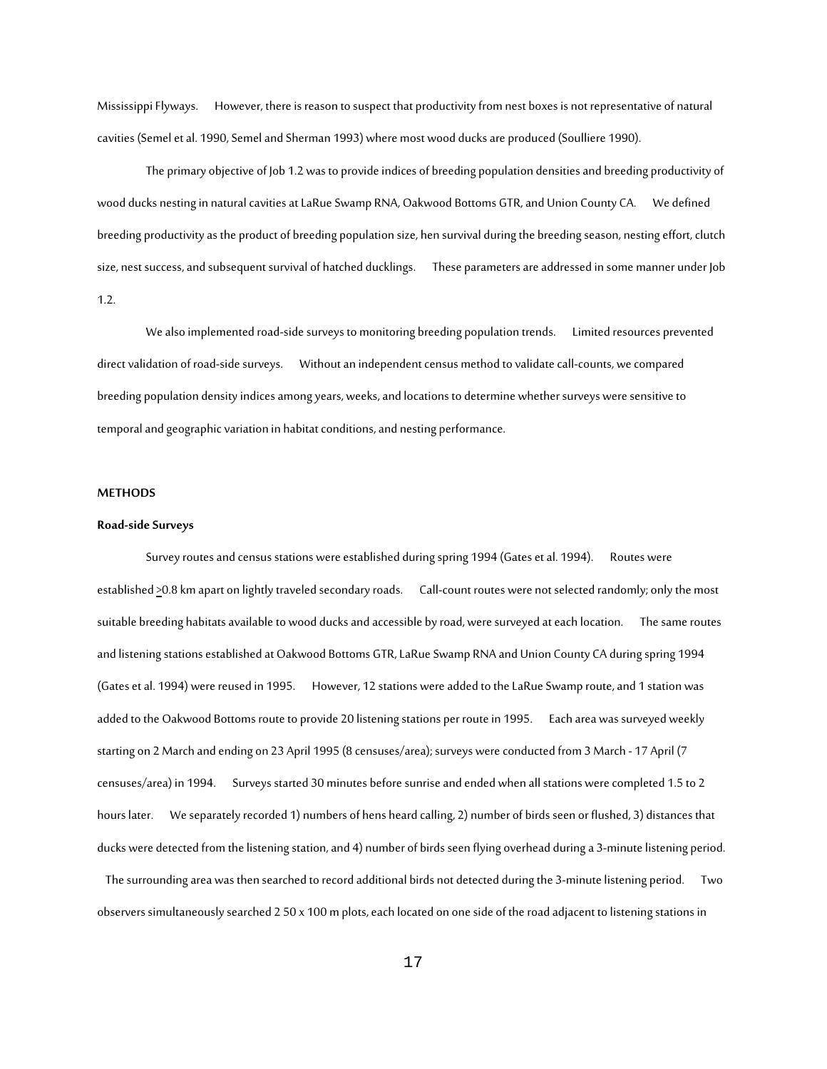Mississippi Flyways. However, there is reason to suspect that productivity from nest boxes is not representative of natural cavities (Semel et al. 1990, Semel and Sherman 1993) where most wood ducks are produced (Soulliere 1990).

The primary objective of Job 1.2 was to provide indices of breeding population densities and breeding productivity of wood ducks nesting in natural cavities at LaRue Swamp RNA, Oakwood Bottoms GTR, and Union County CA. We defined breeding productivity as the product of breeding population size, hen survival during the breeding season, nesting effort, clutch size, nest success, and subsequent survival of hatched ducklings. These parameters are addressed in some manner under Job 1.2.

We also implemented road-side surveys to monitoring breeding population trends. Limited resources prevented direct validation of road-side surveys. Without an independent census method to validate call-counts, we compared breeding population density indices among years, weeks, and locations to determine whether surveys were sensitive to temporal and geographic variation in habitat conditions, and nesting performance.

## METHODS

### Road-side Surveys

Survey routes and census stations were established during spring 1994 (Gates et al. 1994). Routes were established $\geq$0.8 km apart on lightly traveled secondary roads. Call-count routes were not selected randomly; only the most suitable breeding habitats available to wood ducks and accessible by road, were surveyed at each location. The same routes and listening stations established at Oakwood Bottoms GTR, LaRue Swamp RNA and Union County CA during spring 1994 (Gates et al. 1994) were reused in 1995. However, 12 stations were added to the LaRue Swamp route, and 1 station was added to the Oakwood Bottoms route to provide 20 listening stations per route in 1995. Each area was surveyed weekly starting on 2 March and ending on 23 April 1995 (8 censuses/area); surveys were conducted from 3 March - 17 April (7 censuses/area) in 1994. Surveys started 30 minutes before sunrise and ended when all stations were completed 1.5 to 2 hours later. We separately recorded 1) numbers of hens heard calling, 2) number of birds seen or flushed, 3) distances that ducks were detected from the listening station, and 4) number of birds seen flying overhead during a 3-minute listening period. The surrounding area was then searched to record additional birds not detected during the 3-minute listening period. Two observers simultaneously searched 2 50 x 100 m plots, each located on one side of the road adjacent to listening stations in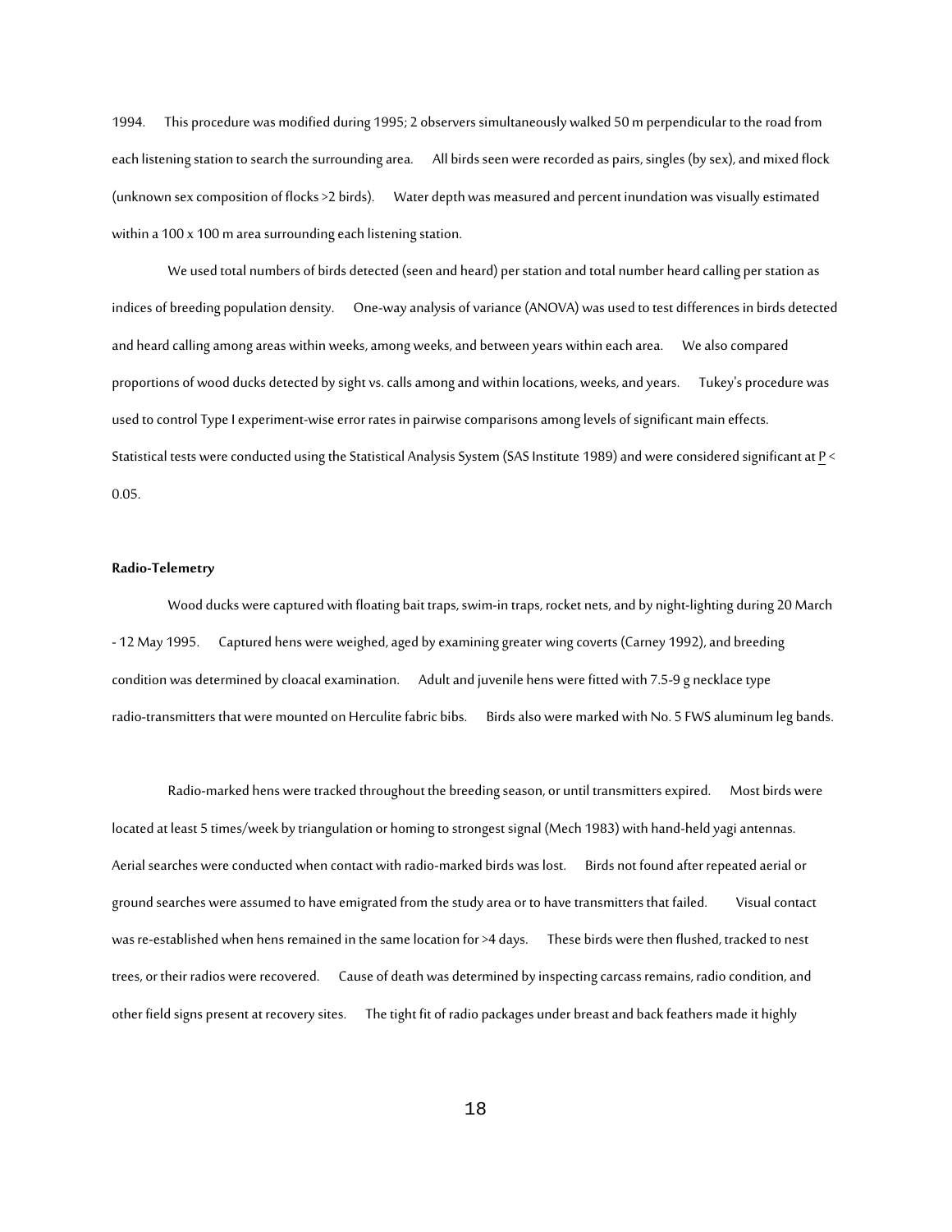1994. This procedure was modified during 1995; 2 observers simultaneously walked 50 m perpendicular to the road from each listening station to search the surrounding area. All birds seen were recorded as pairs, singles (by sex), and mixed flock (unknown sex composition of flocks >2 birds). Water depth was measured and percent inundation was visually estimated within a 100 x 100 m area surrounding each listening station.

We used total numbers of birds detected (seen and heard) per station and total number heard calling per station as indices of breeding population density. One-way analysis of variance (ANOVA) was used to test differences in birds detected and heard calling among areas within weeks, among weeks, and between years within each area. We also compared proportions of wood ducks detected by sight vs. calls among and within locations, weeks, and years. Tukey's procedure was used to control Type I experiment-wise error rates in pairwise comparisons among levels of significant main effects. Statistical tests were conducted using the Statistical Analysis System (SAS Institute 1989) and were considered significant at $P < 0.05$.

**Radio-Telemetry**

Wood ducks were captured with floating bait traps, swim-in traps, rocket nets, and by night-lighting during 20 March - 12 May 1995. Captured hens were weighed, aged by examining greater wing coverts (Carney 1992), and breeding condition was determined by cloacal examination. Adult and juvenile hens were fitted with 7.5-9 g necklace type radio-transmitters that were mounted on Herculite fabric bibs. Birds also were marked with No. 5 FWS aluminum leg bands.

Radio-marked hens were tracked throughout the breeding season, or until transmitters expired. Most birds were located at least 5 times/week by triangulation or homing to strongest signal (Mech 1983) with hand-held yagi antennas. Aerial searches were conducted when contact with radio-marked birds was lost. Birds not found after repeated aerial or ground searches were assumed to have emigrated from the study area or to have transmitters that failed. Visual contact was re-established when hens remained in the same location for >4 days. These birds were then flushed, tracked to nest trees, or their radios were recovered. Cause of death was determined by inspecting carcass remains, radio condition, and other field signs present at recovery sites. The tight fit of radio packages under breast and back feathers made it highly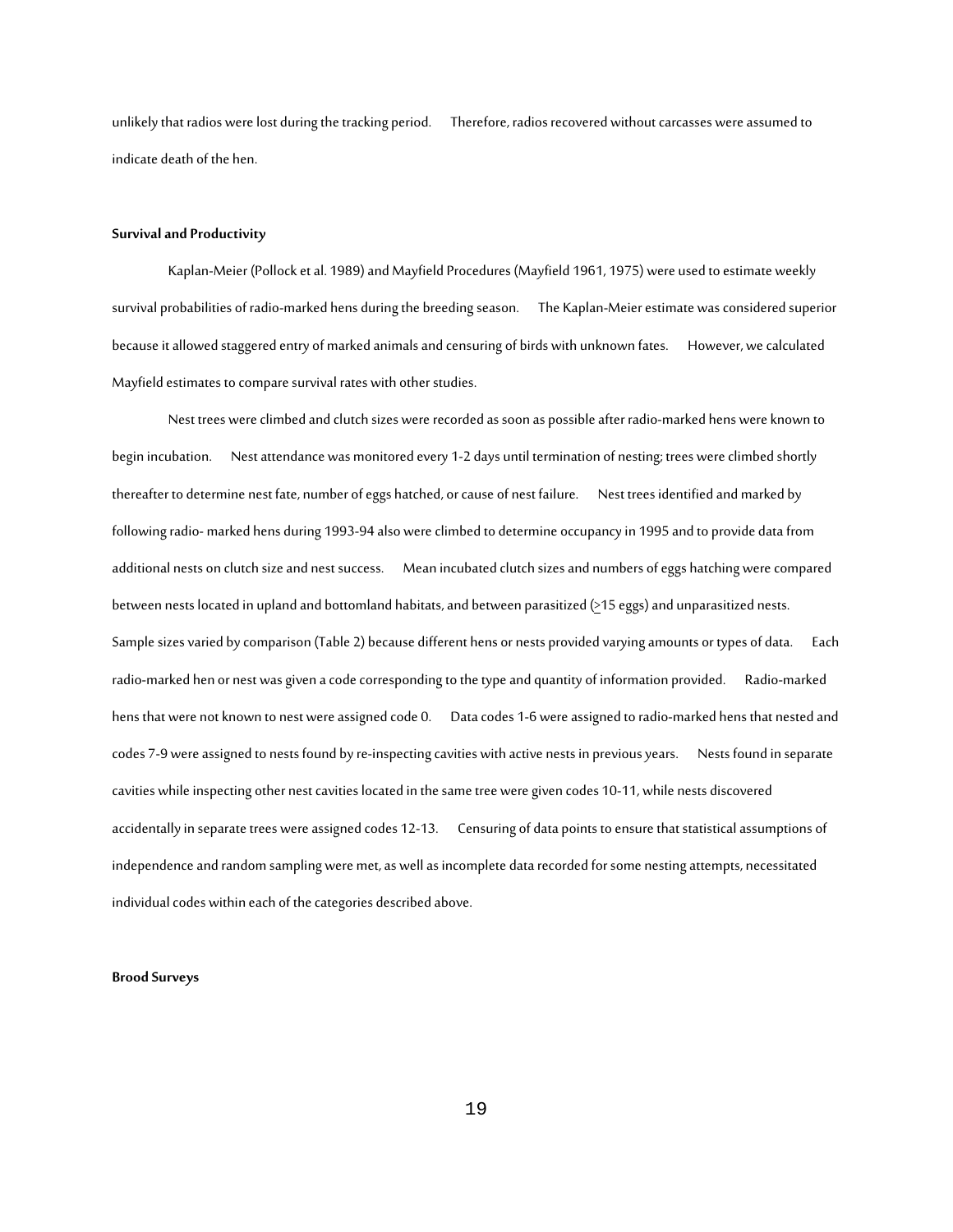unlikely that radios were lost during the tracking period. Therefore, radios recovered without carcasses were assumed to indicate death of the hen.

**Survival and Productivity**

Kaplan-Meier (Pollock et al. 1989) and Mayfield Procedures (Mayfield 1961, 1975) were used to estimate weekly survival probabilities of radio-marked hens during the breeding season. The Kaplan-Meier estimate was considered superior because it allowed staggered entry of marked animals and censuring of birds with unknown fates. However, we calculated Mayfield estimates to compare survival rates with other studies.

Nest trees were climbed and clutch sizes were recorded as soon as possible after radio-marked hens were known to begin incubation. Nest attendance was monitored every 1-2 days until termination of nesting; trees were climbed shortly thereafter to determine nest fate, number of eggs hatched, or cause of nest failure. Nest trees identified and marked by following radio- marked hens during 1993-94 also were climbed to determine occupancy in 1995 and to provide data from additional nests on clutch size and nest success. Mean incubated clutch sizes and numbers of eggs hatching were compared between nests located in upland and bottomland habitats, and between parasitized ($\geq$15 eggs) and unparasitized nests. Sample sizes varied by comparison (Table 2) because different hens or nests provided varying amounts or types of data. Each radio-marked hen or nest was given a code corresponding to the type and quantity of information provided. Radio-marked hens that were not known to nest were assigned code 0. Data codes 1-6 were assigned to radio-marked hens that nested and codes 7-9 were assigned to nests found by re-inspecting cavities with active nests in previous years. Nests found in separate cavities while inspecting other nest cavities located in the same tree were given codes 10-11, while nests discovered accidentally in separate trees were assigned codes 12-13. Censuring of data points to ensure that statistical assumptions of independence and random sampling were met, as well as incomplete data recorded for some nesting attempts, necessitated individual codes within each of the categories described above.

**Brood Surveys**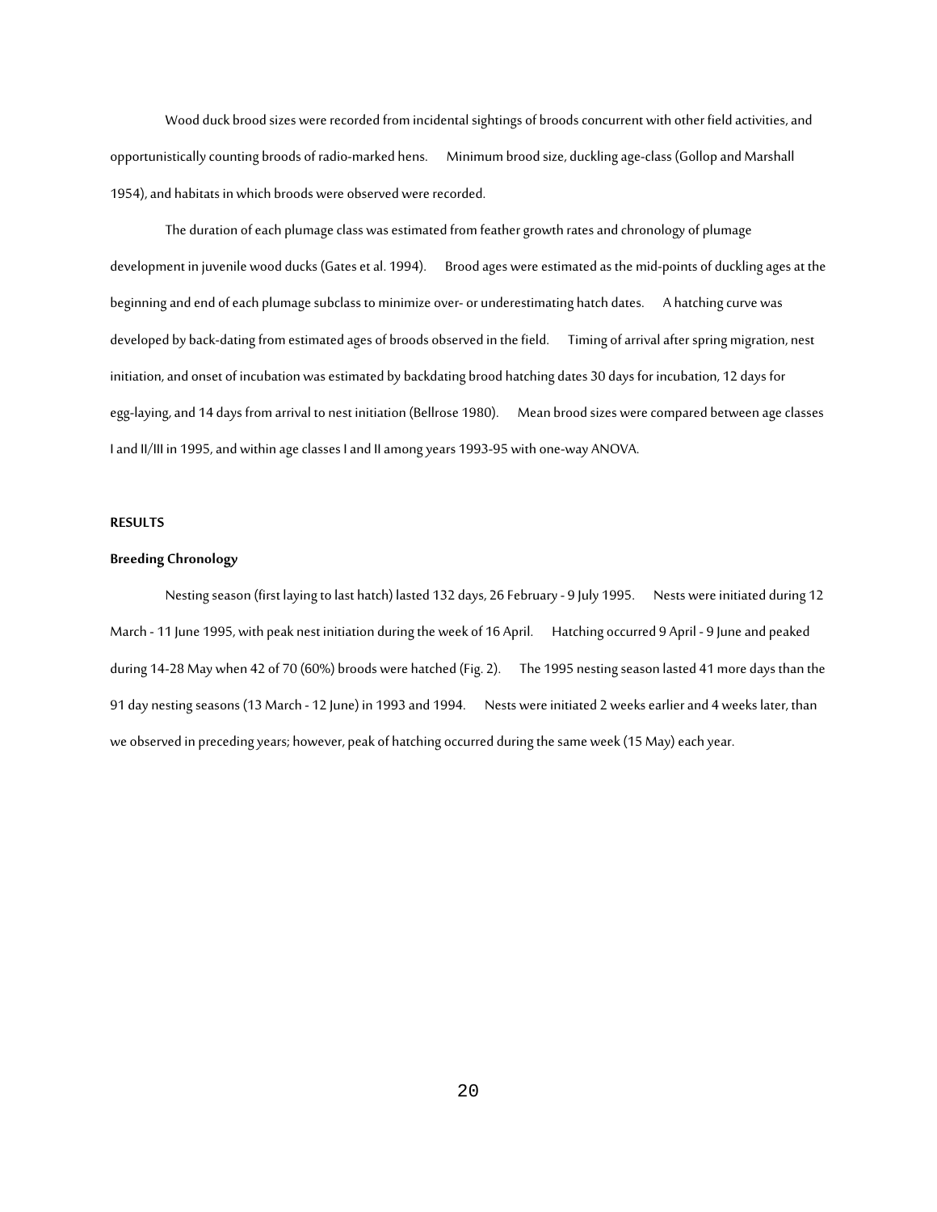Wood duck brood sizes were recorded from incidental sightings of broods concurrent with other field activities, and opportunistically counting broods of radio-marked hens. Minimum brood size, duckling age-class (Gollop and Marshall 1954), and habitats in which broods were observed were recorded.

The duration of each plumage class was estimated from feather growth rates and chronology of plumage development in juvenile wood ducks (Gates et al. 1994). Brood ages were estimated as the mid-points of duckling ages at the beginning and end of each plumage subclass to minimize over- or underestimating hatch dates. A hatching curve was developed by back-dating from estimated ages of broods observed in the field. Timing of arrival after spring migration, nest initiation, and onset of incubation was estimated by backdating brood hatching dates 30 days for incubation, 12 days for egg-laying, and 14 days from arrival to nest initiation (Bellrose 1980). Mean brood sizes were compared between age classes I and II/III in 1995, and within age classes I and II among years 1993-95 with one-way ANOVA.

## RESULTS

### Breeding Chronology

Nesting season (first laying to last hatch) lasted 132 days, 26 February - 9 July 1995. Nests were initiated during 12 March - 11 June 1995, with peak nest initiation during the week of 16 April. Hatching occurred 9 April - 9 June and peaked during 14-28 May when 42 of 70 (60%) broods were hatched (Fig. 2). The 1995 nesting season lasted 41 more days than the 91 day nesting seasons (13 March - 12 June) in 1993 and 1994. Nests were initiated 2 weeks earlier and 4 weeks later, than we observed in preceding years; however, peak of hatching occurred during the same week (15 May) each year.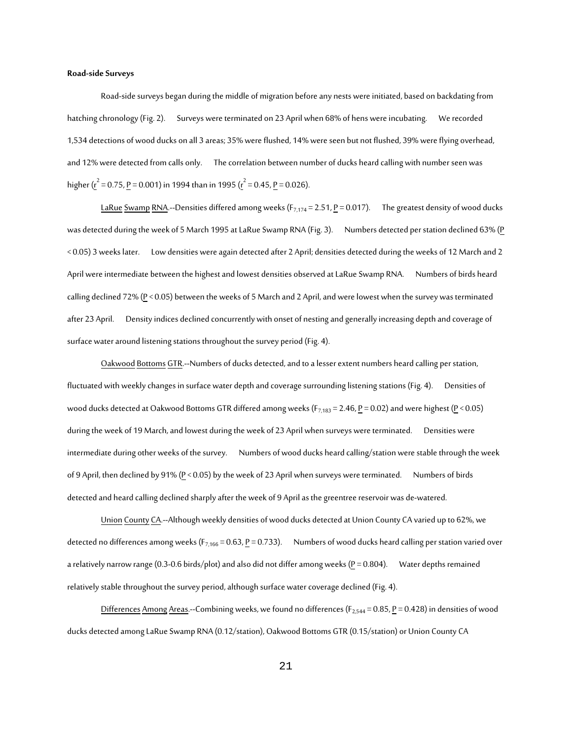**Road-side Surveys**

Road-side surveys began during the middle of migration before any nests were initiated, based on backdating from hatching chronology (Fig. 2). Surveys were terminated on 23 April when 68% of hens were incubating. We recorded 1,534 detections of wood ducks on all 3 areas; 35% were flushed, 14% were seen but not flushed, 39% were flying overhead, and 12% were detected from calls only. The correlation between number of ducks heard calling with number seen was higher ($r^2 = 0.75$, $P = 0.001$) in 1994 than in 1995 ($r^2 = 0.45$, $P = 0.026$).

LaRue Swamp RNA.--Densities differed among weeks ($F_{7,174} = 2.51$, $P = 0.017$). The greatest density of wood ducks was detected during the week of 5 March 1995 at LaRue Swamp RNA (Fig. 3). Numbers detected per station declined 63% ($P < 0.05$) 3 weeks later. Low densities were again detected after 2 April; densities detected during the weeks of 12 March and 2 April were intermediate between the highest and lowest densities observed at LaRue Swamp RNA. Numbers of birds heard calling declined 72% ($P < 0.05$) between the weeks of 5 March and 2 April, and were lowest when the survey was terminated after 23 April. Density indices declined concurrently with onset of nesting and generally increasing depth and coverage of surface water around listening stations throughout the survey period (Fig. 4).

Oakwood Bottoms GTR.--Numbers of ducks detected, and to a lesser extent numbers heard calling per station, fluctuated with weekly changes in surface water depth and coverage surrounding listening stations (Fig. 4). Densities of wood ducks detected at Oakwood Bottoms GTR differed among weeks ($F_{7,183} = 2.46$, $P = 0.02$) and were highest ($P < 0.05$) during the week of 19 March, and lowest during the week of 23 April when surveys were terminated. Densities were intermediate during other weeks of the survey. Numbers of wood ducks heard calling/station were stable through the week of 9 April, then declined by 91% ($P < 0.05$) by the week of 23 April when surveys were terminated. Numbers of birds detected and heard calling declined sharply after the week of 9 April as the greentree reservoir was de-watered.

Union County CA.--Although weekly densities of wood ducks detected at Union County CA varied up to 62%, we detected no differences among weeks ($F_{7,166} = 0.63$, $P = 0.733$). Numbers of wood ducks heard calling per station varied over a relatively narrow range (0.3-0.6 birds/plot) and also did not differ among weeks ($P = 0.804$). Water depths remained relatively stable throughout the survey period, although surface water coverage declined (Fig. 4).

Differences Among Areas.--Combining weeks, we found no differences ($F_{2,544} = 0.85$, $P = 0.428$) in densities of wood ducks detected among LaRue Swamp RNA (0.12/station), Oakwood Bottoms GTR (0.15/station) or Union County CA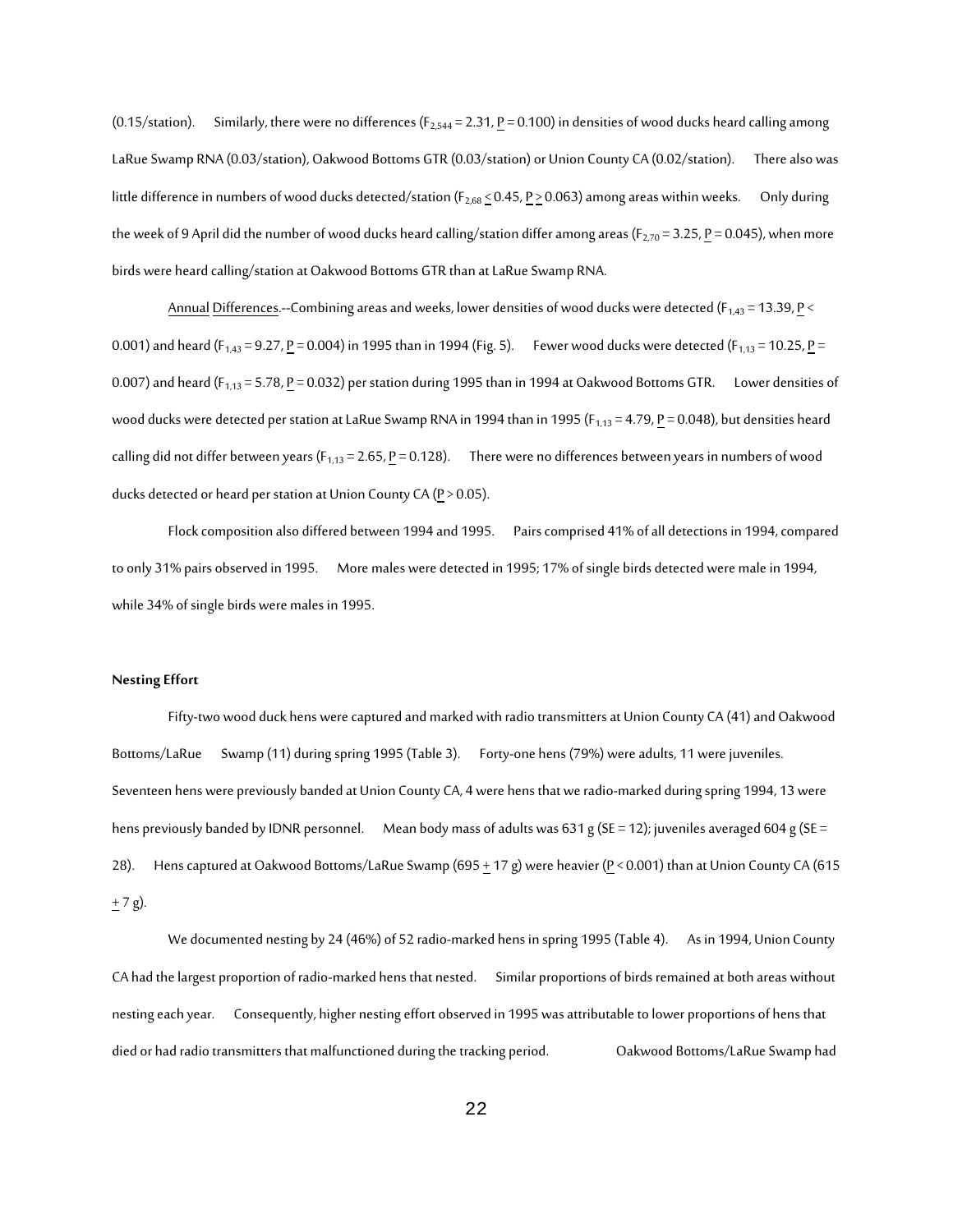(0.15/station). Similarly, there were no differences ($F_{2,544} = 2.31$, $P = 0.100$) in densities of wood ducks heard calling among LaRue Swamp RNA (0.03/station), Oakwood Bottoms GTR (0.03/station) or Union County CA (0.02/station). There also was little difference in numbers of wood ducks detected/station ($F_{2,68} \leq 0.45$, $P \geq 0.063$) among areas within weeks. Only during the week of 9 April did the number of wood ducks heard calling/station differ among areas ($F_{2,70} = 3.25$, $P = 0.045$), when more birds were heard calling/station at Oakwood Bottoms GTR than at LaRue Swamp RNA.

Annual Differences.--Combining areas and weeks, lower densities of wood ducks were detected ($F_{1,43} = 13.39$, $P < 0.001$) and heard ($F_{1,43} = 9.27$, $P = 0.004$) in 1995 than in 1994 (Fig. 5). Fewer wood ducks were detected ($F_{1,13} = 10.25$, $P = 0.007$) and heard ($F_{1,13} = 5.78$, $P = 0.032$) per station during 1995 than in 1994 at Oakwood Bottoms GTR. Lower densities of wood ducks were detected per station at LaRue Swamp RNA in 1994 than in 1995 ($F_{1,13} = 4.79$, $P = 0.048$), but densities heard calling did not differ between years ($F_{1,13} = 2.65$, $P = 0.128$). There were no differences between years in numbers of wood ducks detected or heard per station at Union County CA ($P > 0.05$).

Flock composition also differed between 1994 and 1995. Pairs comprised 41% of all detections in 1994, compared to only 31% pairs observed in 1995. More males were detected in 1995; 17% of single birds detected were male in 1994, while 34% of single birds were males in 1995.

**Nesting Effort**

Fifty-two wood duck hens were captured and marked with radio transmitters at Union County CA (41) and Oakwood Bottoms/LaRue Swamp (11) during spring 1995 (Table 3). Forty-one hens (79%) were adults, 11 were juveniles. Seventeen hens were previously banded at Union County CA, 4 were hens that we radio-marked during spring 1994, 13 were hens previously banded by IDNR personnel. Mean body mass of adults was 631 g (SE = 12); juveniles averaged 604 g (SE = 28). Hens captured at Oakwood Bottoms/LaRue Swamp (695 $\pm$ 17 g) were heavier ($P < 0.001$) than at Union County CA (615 $\pm$ 7 g).

We documented nesting by 24 (46%) of 52 radio-marked hens in spring 1995 (Table 4). As in 1994, Union County CA had the largest proportion of radio-marked hens that nested. Similar proportions of birds remained at both areas without nesting each year. Consequently, higher nesting effort observed in 1995 was attributable to lower proportions of hens that died or had radio transmitters that malfunctioned during the tracking period. Oakwood Bottoms/LaRue Swamp had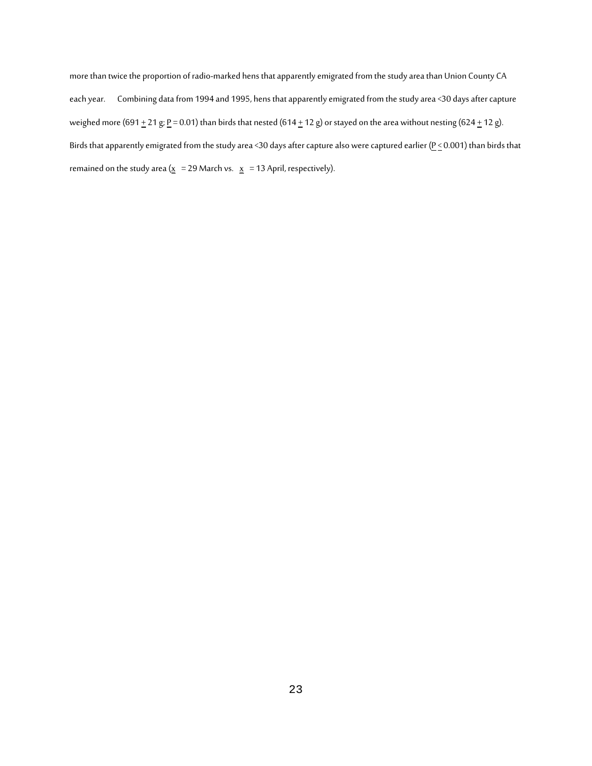more than twice the proportion of radio-marked hens that apparently emigrated from the study area than Union County CA each year. Combining data from 1994 and 1995, hens that apparently emigrated from the study area <30 days after capture weighed more (691 ± 21 g; $P = 0.01$) than birds that nested (614 ± 12 g) or stayed on the area without nesting (624 ± 12 g). Birds that apparently emigrated from the study area <30 days after capture also were captured earlier ($P \leq 0.001$) than birds that remained on the study area ($\bar{x}$ = 29 March vs. $\bar{x}$ = 13 April, respectively).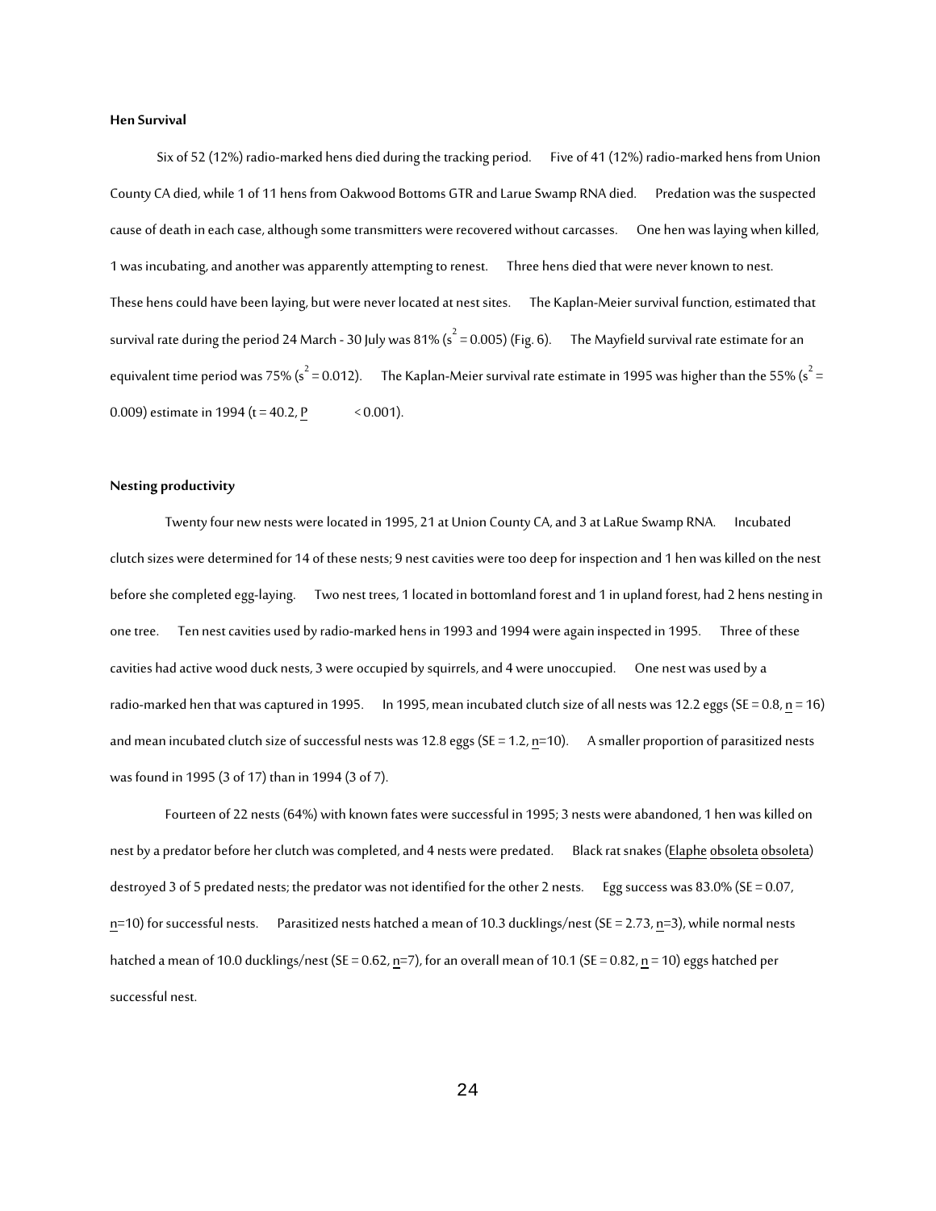**Hen Survival**

Six of 52 (12%) radio-marked hens died during the tracking period. Five of 41 (12%) radio-marked hens from Union County CA died, while 1 of 11 hens from Oakwood Bottoms GTR and Larue Swamp RNA died. Predation was the suspected cause of death in each case, although some transmitters were recovered without carcasses. One hen was laying when killed, 1 was incubating, and another was apparently attempting to renest. Three hens died that were never known to nest. These hens could have been laying, but were never located at nest sites. The Kaplan-Meier survival function, estimated that survival rate during the period 24 March - 30 July was 81% ($s^2 = 0.005$) (Fig. 6). The Mayfield survival rate estimate for an equivalent time period was 75% ($s^2 = 0.012$). The Kaplan-Meier survival rate estimate in 1995 was higher than the 55% ($s^2 = 0.009$) estimate in 1994 ($t = 40.2$, $P < 0.001$).

**Nesting productivity**

Twenty four new nests were located in 1995, 21 at Union County CA, and 3 at LaRue Swamp RNA. Incubated clutch sizes were determined for 14 of these nests; 9 nest cavities were too deep for inspection and 1 hen was killed on the nest before she completed egg-laying. Two nest trees, 1 located in bottomland forest and 1 in upland forest, had 2 hens nesting in one tree. Ten nest cavities used by radio-marked hens in 1993 and 1994 were again inspected in 1995. Three of these cavities had active wood duck nests, 3 were occupied by squirrels, and 4 were unoccupied. One nest was used by a radio-marked hen that was captured in 1995. In 1995, mean incubated clutch size of all nests was 12.2 eggs (SE = 0.8, $n = 16$) and mean incubated clutch size of successful nests was 12.8 eggs (SE = 1.2, $n=10$). A smaller proportion of parasitized nests was found in 1995 (3 of 17) than in 1994 (3 of 7).

Fourteen of 22 nests (64%) with known fates were successful in 1995; 3 nests were abandoned, 1 hen was killed on nest by a predator before her clutch was completed, and 4 nests were predated. Black rat snakes (*Elaphe obsoleta obsoleta*) destroyed 3 of 5 predated nests; the predator was not identified for the other 2 nests. Egg success was 83.0% (SE = 0.07, $n=10$) for successful nests. Parasitized nests hatched a mean of 10.3 ducklings/nest (SE = 2.73, $n=3$), while normal nests hatched a mean of 10.0 ducklings/nest (SE = 0.62, $n=7$), for an overall mean of 10.1 (SE = 0.82, $n = 10$) eggs hatched per successful nest.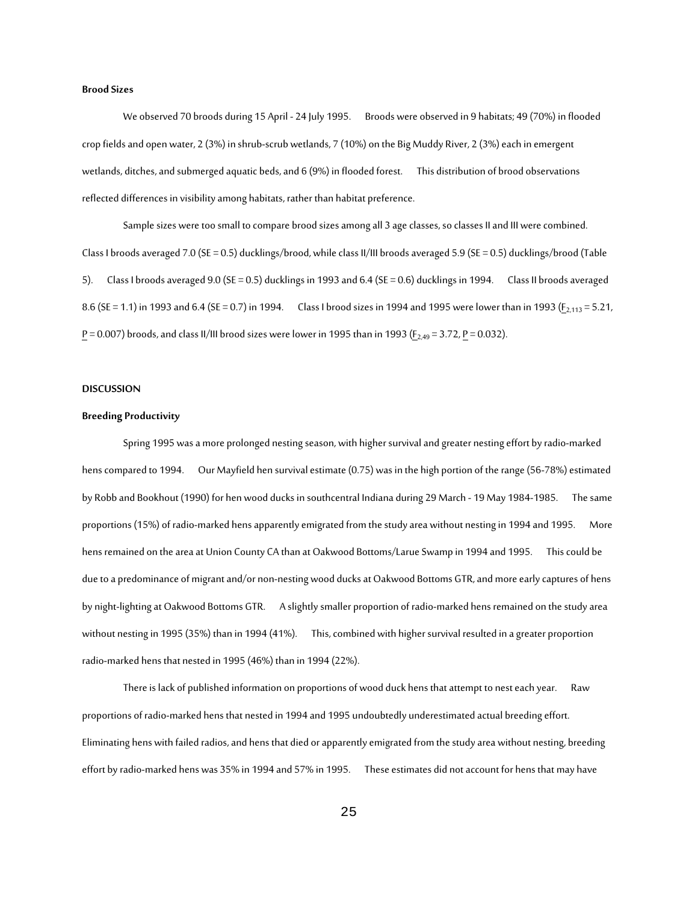### Brood Sizes

We observed 70 broods during 15 April - 24 July 1995. Broods were observed in 9 habitats; 49 (70%) in flooded crop fields and open water, 2 (3%) in shrub-scrub wetlands, 7 (10%) on the Big Muddy River, 2 (3%) each in emergent wetlands, ditches, and submerged aquatic beds, and 6 (9%) in flooded forest. This distribution of brood observations reflected differences in visibility among habitats, rather than habitat preference.

Sample sizes were too small to compare brood sizes among all 3 age classes, so classes II and III were combined. Class I broods averaged 7.0 (SE = 0.5) ducklings/brood, while class II/III broods averaged 5.9 (SE = 0.5) ducklings/brood (Table 5). Class I broods averaged 9.0 (SE = 0.5) ducklings in 1993 and 6.4 (SE = 0.6) ducklings in 1994. Class II broods averaged 8.6 (SE = 1.1) in 1993 and 6.4 (SE = 0.7) in 1994. Class I brood sizes in 1994 and 1995 were lower than in 1993 ($F_{2,113} = 5.21$, $P = 0.007$) broods, and class II/III brood sizes were lower in 1995 than in 1993 ($F_{2,49} = 3.72$, $P = 0.032$).

## DISCUSSION

### Breeding Productivity

Spring 1995 was a more prolonged nesting season, with higher survival and greater nesting effort by radio-marked hens compared to 1994. Our Mayfield hen survival estimate (0.75) was in the high portion of the range (56-78%) estimated by Robb and Bookhout (1990) for hen wood ducks in southcentral Indiana during 29 March - 19 May 1984-1985. The same proportions (15%) of radio-marked hens apparently emigrated from the study area without nesting in 1994 and 1995. More hens remained on the area at Union County CA than at Oakwood Bottoms/Larue Swamp in 1994 and 1995. This could be due to a predominance of migrant and/or non-nesting wood ducks at Oakwood Bottoms GTR, and more early captures of hens by night-lighting at Oakwood Bottoms GTR. A slightly smaller proportion of radio-marked hens remained on the study area without nesting in 1995 (35%) than in 1994 (41%). This, combined with higher survival resulted in a greater proportion radio-marked hens that nested in 1995 (46%) than in 1994 (22%).

There is lack of published information on proportions of wood duck hens that attempt to nest each year. Raw proportions of radio-marked hens that nested in 1994 and 1995 undoubtedly underestimated actual breeding effort. Eliminating hens with failed radios, and hens that died or apparently emigrated from the study area without nesting, breeding effort by radio-marked hens was 35% in 1994 and 57% in 1995. These estimates did not account for hens that may have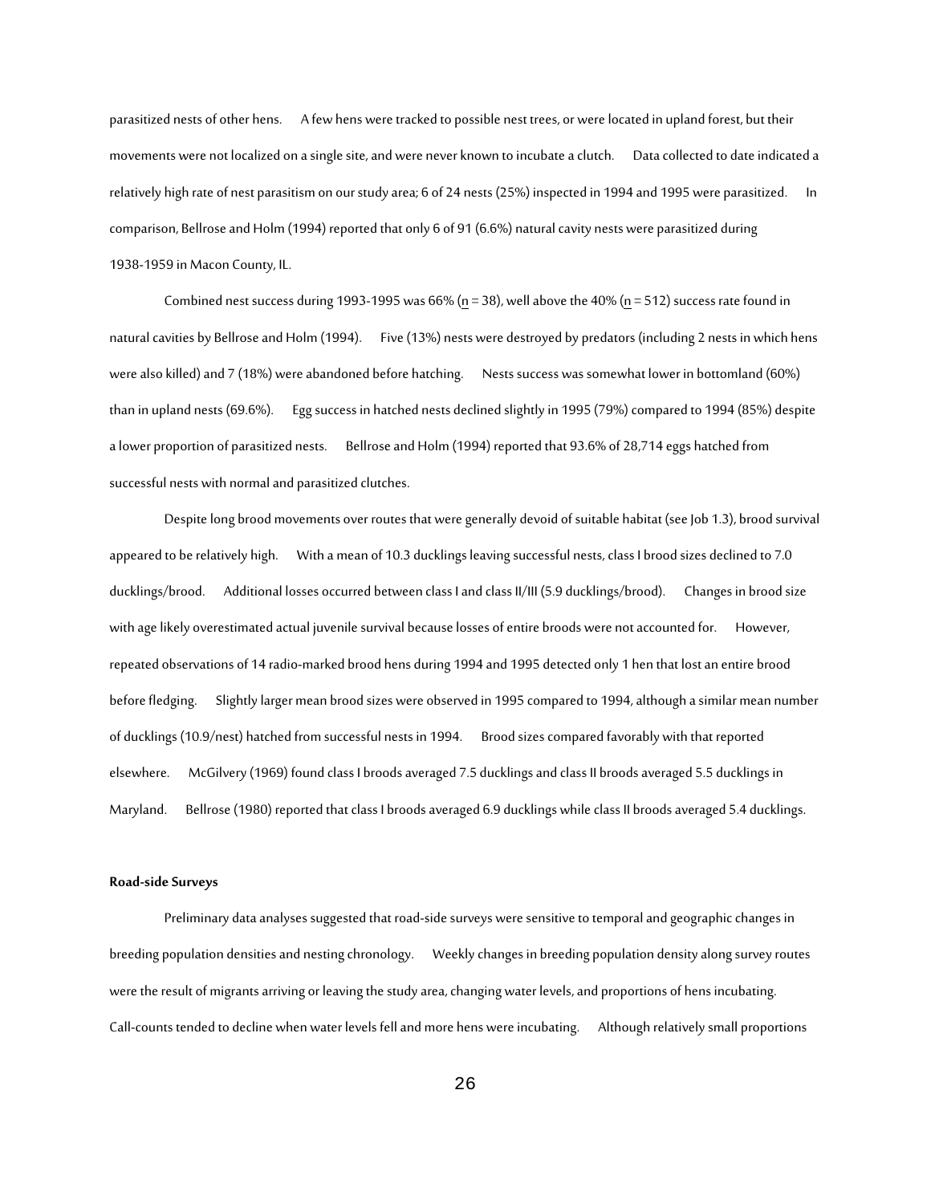parasitized nests of other hens. A few hens were tracked to possible nest trees, or were located in upland forest, but their movements were not localized on a single site, and were never known to incubate a clutch. Data collected to date indicated a relatively high rate of nest parasitism on our study area; 6 of 24 nests (25%) inspected in 1994 and 1995 were parasitized. In comparison, Bellrose and Holm (1994) reported that only 6 of 91 (6.6%) natural cavity nests were parasitized during 1938-1959 in Macon County, IL.

Combined nest success during 1993-1995 was 66% ($n = 38$), well above the 40% ($n = 512$) success rate found in natural cavities by Bellrose and Holm (1994). Five (13%) nests were destroyed by predators (including 2 nests in which hens were also killed) and 7 (18%) were abandoned before hatching. Nests success was somewhat lower in bottomland (60%) than in upland nests (69.6%). Egg success in hatched nests declined slightly in 1995 (79%) compared to 1994 (85%) despite a lower proportion of parasitized nests. Bellrose and Holm (1994) reported that 93.6% of 28,714 eggs hatched from successful nests with normal and parasitized clutches.

Despite long brood movements over routes that were generally devoid of suitable habitat (see Job 1.3), brood survival appeared to be relatively high. With a mean of 10.3 ducklings leaving successful nests, class I brood sizes declined to 7.0 ducklings/brood. Additional losses occurred between class I and class II/III (5.9 ducklings/brood). Changes in brood size with age likely overestimated actual juvenile survival because losses of entire broods were not accounted for. However, repeated observations of 14 radio-marked brood hens during 1994 and 1995 detected only 1 hen that lost an entire brood before fledging. Slightly larger mean brood sizes were observed in 1995 compared to 1994, although a similar mean number of ducklings (10.9/nest) hatched from successful nests in 1994. Brood sizes compared favorably with that reported elsewhere. McGilvery (1969) found class I broods averaged 7.5 ducklings and class II broods averaged 5.5 ducklings in Maryland. Bellrose (1980) reported that class I broods averaged 6.9 ducklings while class II broods averaged 5.4 ducklings.

**Road-side Surveys**

Preliminary data analyses suggested that road-side surveys were sensitive to temporal and geographic changes in breeding population densities and nesting chronology. Weekly changes in breeding population density along survey routes were the result of migrants arriving or leaving the study area, changing water levels, and proportions of hens incubating. Call-counts tended to decline when water levels fell and more hens were incubating. Although relatively small proportions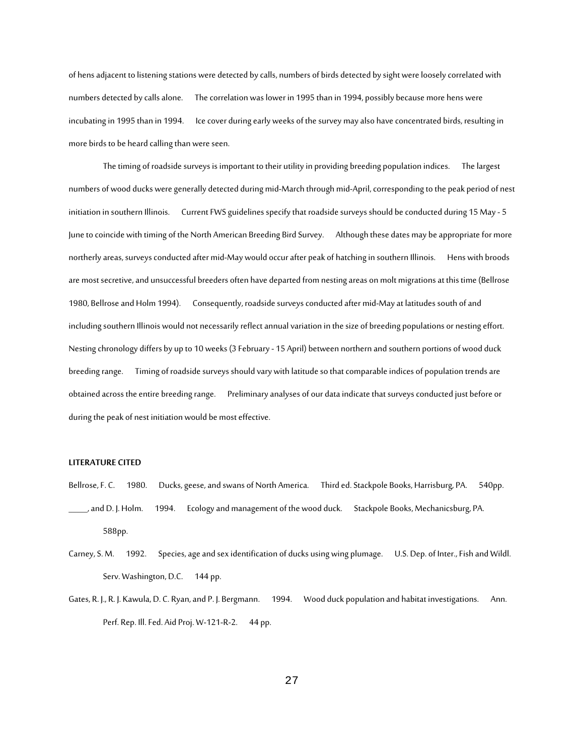of hens adjacent to listening stations were detected by calls, numbers of birds detected by sight were loosely correlated with numbers detected by calls alone. The correlation was lower in 1995 than in 1994, possibly because more hens were incubating in 1995 than in 1994. Ice cover during early weeks of the survey may also have concentrated birds, resulting in more birds to be heard calling than were seen.

The timing of roadside surveys is important to their utility in providing breeding population indices. The largest numbers of wood ducks were generally detected during mid-March through mid-April, corresponding to the peak period of nest initiation in southern Illinois. Current FWS guidelines specify that roadside surveys should be conducted during 15 May - 5 June to coincide with timing of the North American Breeding Bird Survey. Although these dates may be appropriate for more northerly areas, surveys conducted after mid-May would occur after peak of hatching in southern Illinois. Hens with broods are most secretive, and unsuccessful breeders often have departed from nesting areas on molt migrations at this time (Bellrose 1980, Bellrose and Holm 1994). Consequently, roadside surveys conducted after mid-May at latitudes south of and including southern Illinois would not necessarily reflect annual variation in the size of breeding populations or nesting effort. Nesting chronology differs by up to 10 weeks (3 February - 15 April) between northern and southern portions of wood duck breeding range. Timing of roadside surveys should vary with latitude so that comparable indices of population trends are obtained across the entire breeding range. Preliminary analyses of our data indicate that surveys conducted just before or during the peak of nest initiation would be most effective.

**LITERATURE CITED**

Bellrose, F. C. 1980. Ducks, geese, and swans of North America. Third ed. Stackpole Books, Harrisburg, PA. 540pp.

_____, and D. J. Holm. 1994. Ecology and management of the wood duck. Stackpole Books, Mechanicsburg, PA. 588pp.

Carney, S. M. 1992. Species, age and sex identification of ducks using wing plumage. U.S. Dep. of Inter., Fish and Wildl. Serv. Washington, D.C. 144 pp.

Gates, R. J., R. J. Kawula, D. C. Ryan, and P. J. Bergmann. 1994. Wood duck population and habitat investigations. Ann. Perf. Rep. Ill. Fed. Aid Proj. W-121-R-2. 44 pp.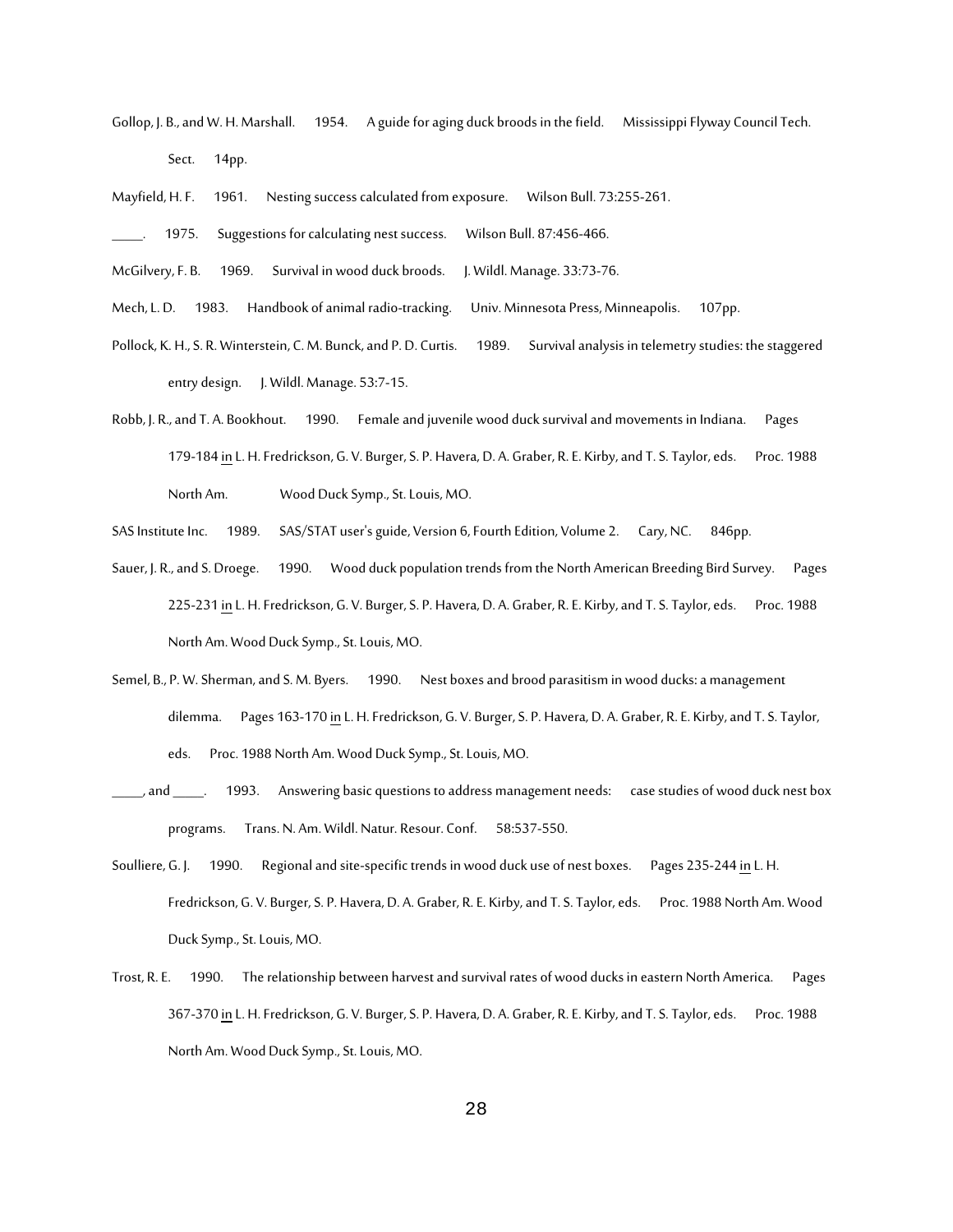Gollop, J. B., and W. H. Marshall. 1954. A guide for aging duck broods in the field. Mississippi Flyway Council Tech. Sect. 14pp.

Mayfield, H. F. 1961. Nesting success calculated from exposure. Wilson Bull. 73:255-261.

_____. 1975. Suggestions for calculating nest success. Wilson Bull. 87:456-466.

McGilvery, F. B. 1969. Survival in wood duck broods. J. Wildl. Manage. 33:73-76.

Mech, L. D. 1983. Handbook of animal radio-tracking. Univ. Minnesota Press, Minneapolis. 107pp.

Pollock, K. H., S. R. Winterstein, C. M. Bunck, and P. D. Curtis. 1989. Survival analysis in telemetry studies: the staggered entry design. J. Wildl. Manage. 53:7-15.

Robb, J. R., and T. A. Bookhout. 1990. Female and juvenile wood duck survival and movements in Indiana. Pages 179-184 in L. H. Fredrickson, G. V. Burger, S. P. Havera, D. A. Graber, R. E. Kirby, and T. S. Taylor, eds. Proc. 1988 North Am. Wood Duck Symp., St. Louis, MO.

SAS Institute Inc. 1989. SAS/STAT user's guide, Version 6, Fourth Edition, Volume 2. Cary, NC. 846pp.

Sauer, J. R., and S. Droege. 1990. Wood duck population trends from the North American Breeding Bird Survey. Pages 225-231 in L. H. Fredrickson, G. V. Burger, S. P. Havera, D. A. Graber, R. E. Kirby, and T. S. Taylor, eds. Proc. 1988 North Am. Wood Duck Symp., St. Louis, MO.

Semel, B., P. W. Sherman, and S. M. Byers. 1990. Nest boxes and brood parasitism in wood ducks: a management dilemma. Pages 163-170 in L. H. Fredrickson, G. V. Burger, S. P. Havera, D. A. Graber, R. E. Kirby, and T. S. Taylor, eds. Proc. 1988 North Am. Wood Duck Symp., St. Louis, MO.

_____, and _____. 1993. Answering basic questions to address management needs: case studies of wood duck nest box programs. Trans. N. Am. Wildl. Natur. Resour. Conf. 58:537-550.

Soulliere, G. J. 1990. Regional and site-specific trends in wood duck use of nest boxes. Pages 235-244 in L. H. Fredrickson, G. V. Burger, S. P. Havera, D. A. Graber, R. E. Kirby, and T. S. Taylor, eds. Proc. 1988 North Am. Wood Duck Symp., St. Louis, MO.

Trost, R. E. 1990. The relationship between harvest and survival rates of wood ducks in eastern North America. Pages 367-370 in L. H. Fredrickson, G. V. Burger, S. P. Havera, D. A. Graber, R. E. Kirby, and T. S. Taylor, eds. Proc. 1988 North Am. Wood Duck Symp., St. Louis, MO.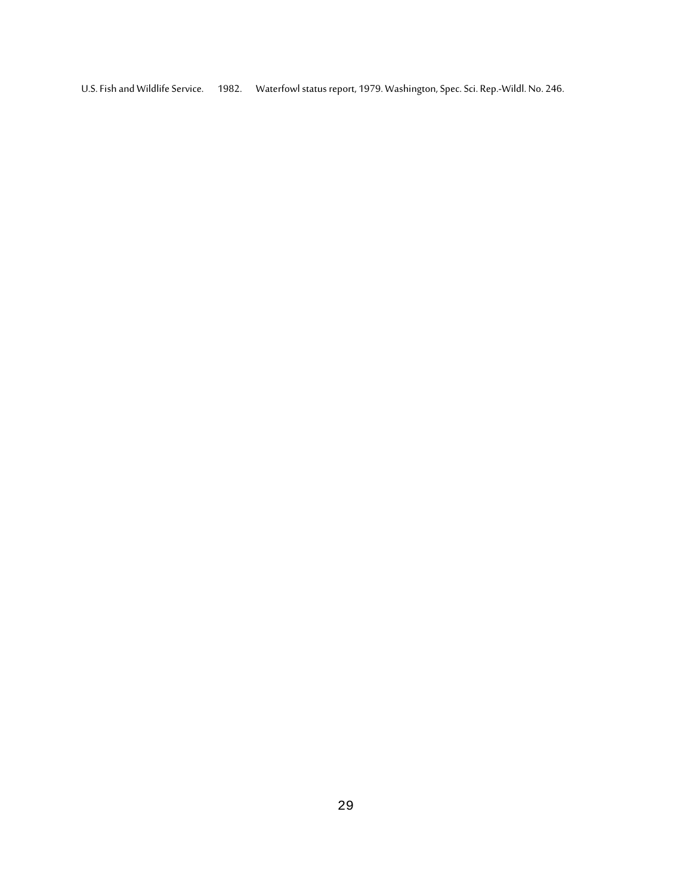U.S. Fish and Wildlife Service. 1982. Waterfowl status report, 1979. Washington, Spec. Sci. Rep.-Wildl. No. 246.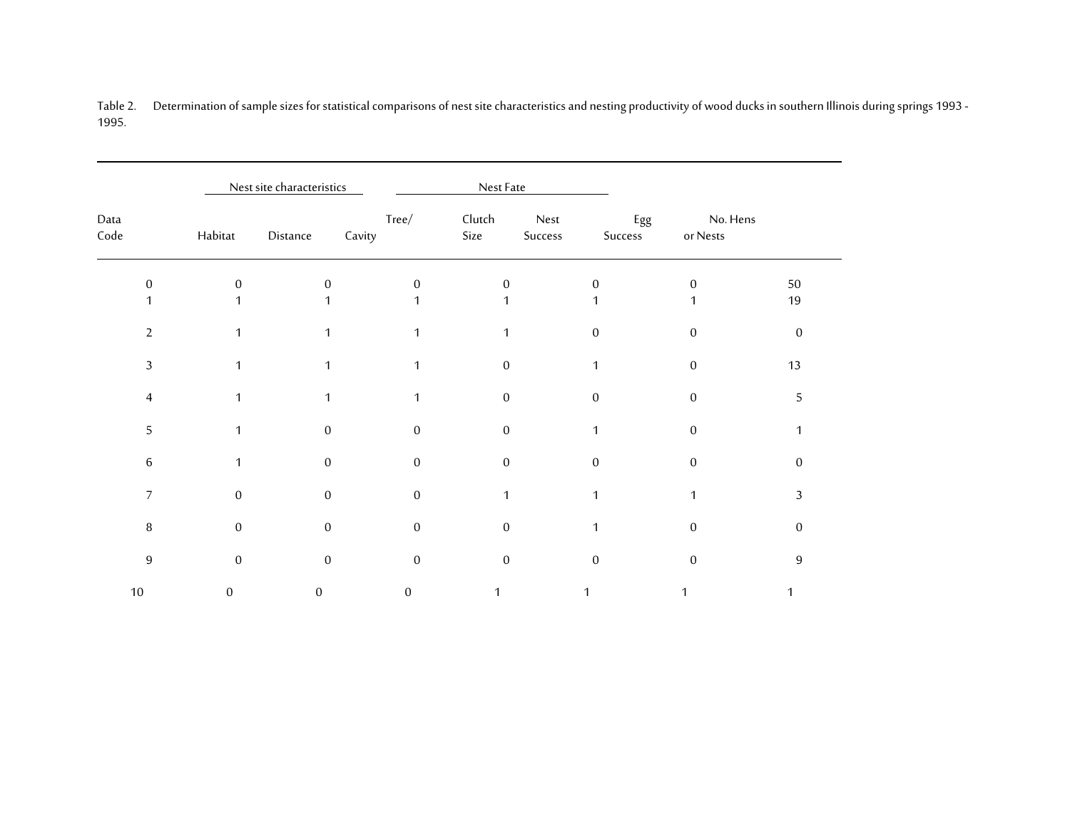Table 2. Determination of sample sizes for statistical comparisons of nest site characteristics and nesting productivity of wood ducks in southern Illinois during springs 1993 - 1995.

| | Nest site characteristics | | | Nest Fate | | | |
|---|---|---|---|---|---|---|---|
| Data Code | Habitat | Distance | Tree/ Cavity | Clutch Size | Nest Success | Egg Success | No. Hens or Nests |
| 0 | 0 | 0 | 0 | 0 | 0 | 0 | 50 |
| 1 | 1 | 1 | 1 | 1 | 1 | 1 | 19 |
| 2 | 1 | 1 | 1 | 1 | 0 | 0 | 0 |
| 3 | 1 | 1 | 1 | 0 | 1 | 0 | 13 |
| 4 | 1 | 1 | 1 | 0 | 0 | 0 | 5 |
| 5 | 1 | 0 | 0 | 0 | 1 | 0 | 1 |
| 6 | 1 | 0 | 0 | 0 | 0 | 0 | 0 |
| 7 | 0 | 0 | 0 | 1 | 1 | 1 | 3 |
| 8 | 0 | 0 | 0 | 0 | 1 | 0 | 0 |
| 9 | 0 | 0 | 0 | 0 | 0 | 0 | 9 |
| 10 | 0 | 0 | 0 | 1 | 1 | 1 | 1 |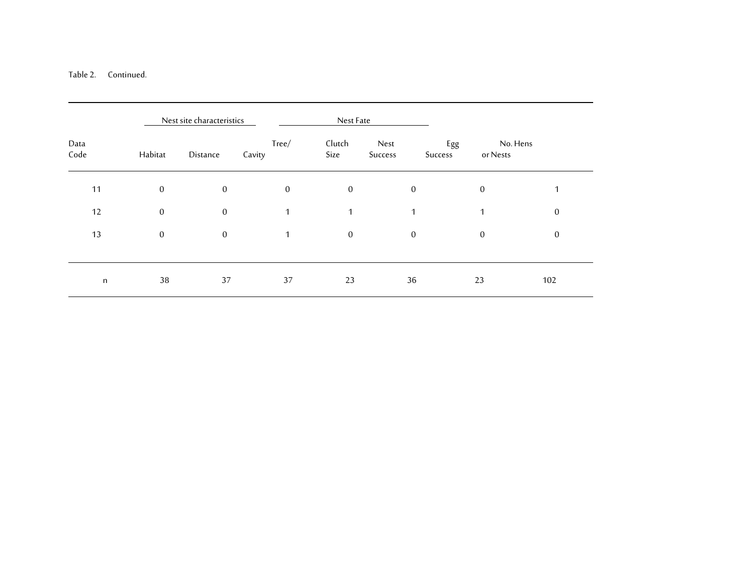Table 2. Continued.

| | Nest site characteristics | | | Nest Fate | | | |
|---|---|---|---|---|---|---|---|
| Data Code | Habitat | Distance | Tree/ Cavity | Clutch Size | Nest Success | Egg Success | No. Hens or Nests |
| 11 | 0 | 0 | 0 | 0 | 0 | 0 | 1 |
| 12 | 0 | 0 | 1 | 1 | 1 | 1 | 0 |
| 13 | 0 | 0 | 1 | 0 | 0 | 0 | 0 |
| n | 38 | 37 | 37 | 23 | 36 | 23 | 102 |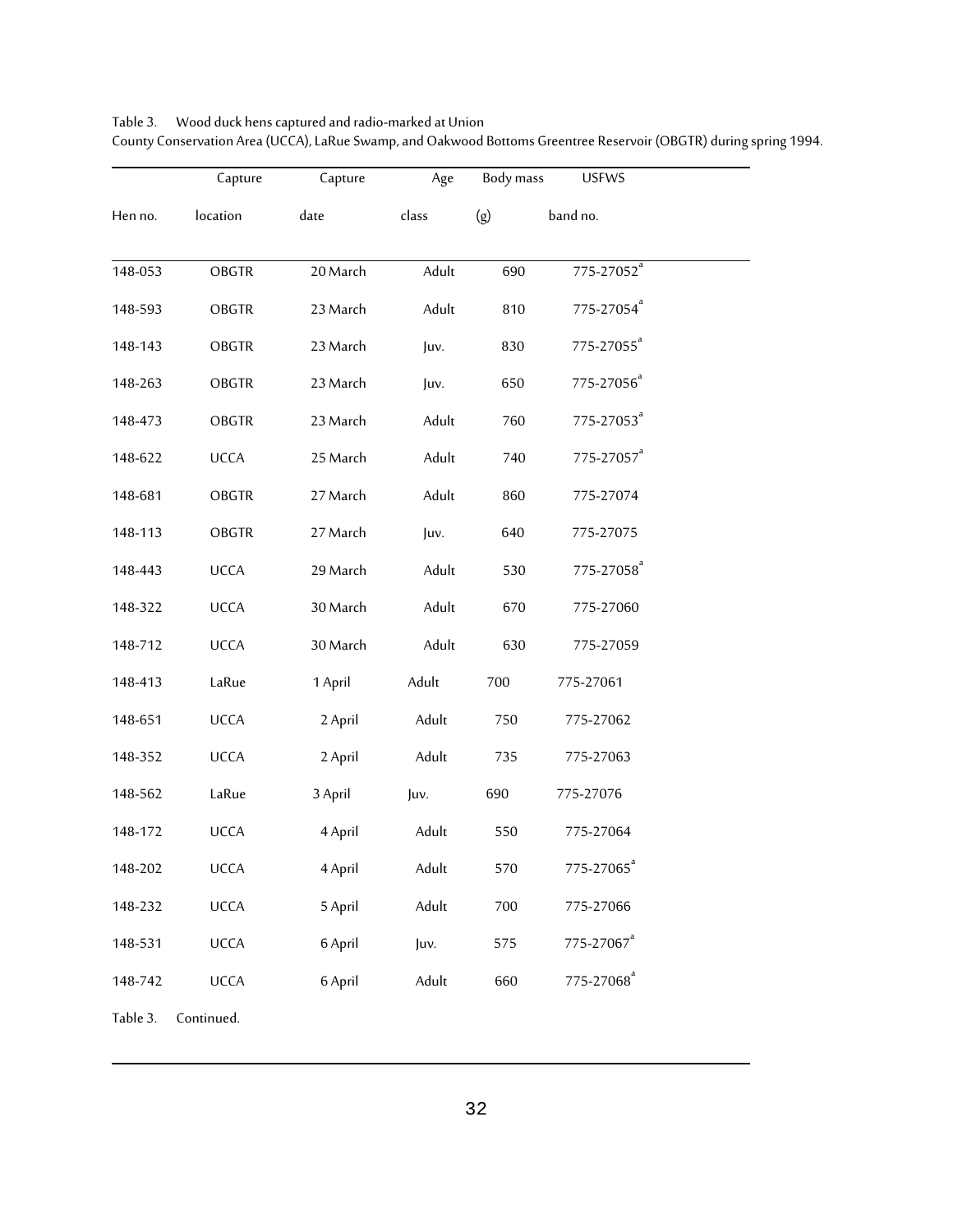Table 3. Wood duck hens captured and radio-marked at Union County Conservation Area (UCCA), LaRue Swamp, and Oakwood Bottoms Greentree Reservoir (OBGTR) during spring 1994.

| Hen no. | Capture location | Capture date | Age class | Body mass (g) | USFWS band no. |
|---|---|---|---|---|---|
| 148-053 | OBGTR | 20 March | Adult | 690 | 775-27052[a] |
| 148-593 | OBGTR | 23 March | Adult | 810 | 775-27054[a] |
| 148-143 | OBGTR | 23 March | Juv. | 830 | 775-27055[a] |
| 148-263 | OBGTR | 23 March | Juv. | 650 | 775-27056[a] |
| 148-473 | OBGTR | 23 March | Adult | 760 | 775-27053[a] |
| 148-622 | UCCA | 25 March | Adult | 740 | 775-27057[a] |
| 148-681 | OBGTR | 27 March | Adult | 860 | 775-27074 |
| 148-113 | OBGTR | 27 March | Juv. | 640 | 775-27075 |
| 148-443 | UCCA | 29 March | Adult | 530 | 775-27058[a] |
| 148-322 | UCCA | 30 March | Adult | 670 | 775-27060 |
| 148-712 | UCCA | 30 March | Adult | 630 | 775-27059 |
| 148-413 | LaRue | 1 April | Adult | 700 | 775-27061 |
| 148-651 | UCCA | 2 April | Adult | 750 | 775-27062 |
| 148-352 | UCCA | 2 April | Adult | 735 | 775-27063 |
| 148-562 | LaRue | 3 April | Juv. | 690 | 775-27076 |
| 148-172 | UCCA | 4 April | Adult | 550 | 775-27064 |
| 148-202 | UCCA | 4 April | Adult | 570 | 775-27065[a] |
| 148-232 | UCCA | 5 April | Adult | 700 | 775-27066 |
| 148-531 | UCCA | 6 April | Juv. | 575 | 775-27067[a] |
| 148-742 | UCCA | 6 April | Adult | 660 | 775-27068[a] |

Table 3. Continued.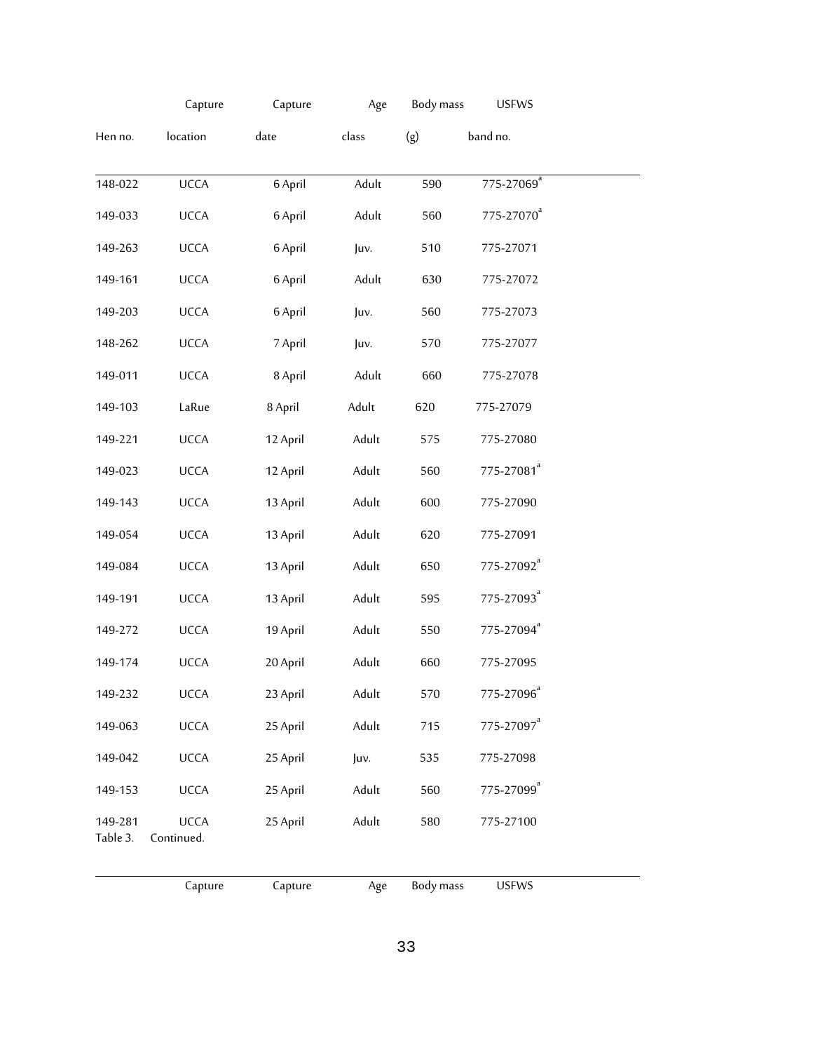| Hen no. | Capture location | Capture date | Age class | Body mass (g) | USFWS band no. |
|---|---|---|---|---|---|
| 148-022 | UCCA | 6 April | Adult | 590 | 775-27069[a] |
| 149-033 | UCCA | 6 April | Adult | 560 | 775-27070[a] |
| 149-263 | UCCA | 6 April | Juv. | 510 | 775-27071 |
| 149-161 | UCCA | 6 April | Adult | 630 | 775-27072 |
| 149-203 | UCCA | 6 April | Juv. | 560 | 775-27073 |
| 148-262 | UCCA | 7 April | Juv. | 570 | 775-27077 |
| 149-011 | UCCA | 8 April | Adult | 660 | 775-27078 |
| 149-103 | LaRue | 8 April | Adult | 620 | 775-27079 |
| 149-221 | UCCA | 12 April | Adult | 575 | 775-27080 |
| 149-023 | UCCA | 12 April | Adult | 560 | 775-27081[a] |
| 149-143 | UCCA | 13 April | Adult | 600 | 775-27090 |
| 149-054 | UCCA | 13 April | Adult | 620 | 775-27091 |
| 149-084 | UCCA | 13 April | Adult | 650 | 775-27092[a] |
| 149-191 | UCCA | 13 April | Adult | 595 | 775-27093[a] |
| 149-272 | UCCA | 19 April | Adult | 550 | 775-27094[a] |
| 149-174 | UCCA | 20 April | Adult | 660 | 775-27095 |
| 149-232 | UCCA | 23 April | Adult | 570 | 775-27096[a] |
| 149-063 | UCCA | 25 April | Adult | 715 | 775-27097[a] |
| 149-042 | UCCA | 25 April | Juv. | 535 | 775-27098 |
| 149-153 | UCCA | 25 April | Adult | 560 | 775-27099[a] |
| 149-281 | UCCA | 25 April | Adult | 580 | 775-27100 |

Table 3. Continued.

| | Capture | Capture | Age | Body mass | USFWS |
|---|---|---|---|---|---|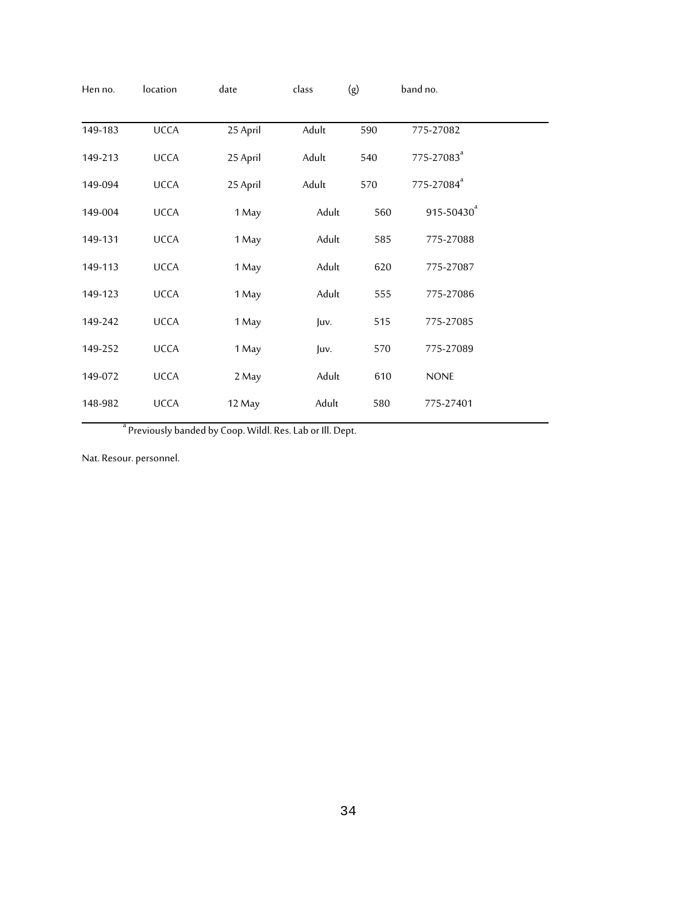| Hen no. | location | date | class | (g) | band no. |
|---|---|---|---|---|---|
| 149-183 | UCCA | 25 April | Adult | 590 | 775-27082 |
| 149-213 | UCCA | 25 April | Adult | 540 | 775-27083[a] |
| 149-094 | UCCA | 25 April | Adult | 570 | 775-27084[a] |
| 149-004 | UCCA | 1 May | Adult | 560 | 915-50430[a] |
| 149-131 | UCCA | 1 May | Adult | 585 | 775-27088 |
| 149-113 | UCCA | 1 May | Adult | 620 | 775-27087 |
| 149-123 | UCCA | 1 May | Adult | 555 | 775-27086 |
| 149-242 | UCCA | 1 May | Juv. | 515 | 775-27085 |
| 149-252 | UCCA | 1 May | Juv. | 570 | 775-27089 |
| 149-072 | UCCA | 2 May | Adult | 610 | NONE |
| 148-982 | UCCA | 12 May | Adult | 580 | 775-27401 |

[a] Previously banded by Coop. Wildl. Res. Lab or Ill. Dept. Nat. Resour. personnel.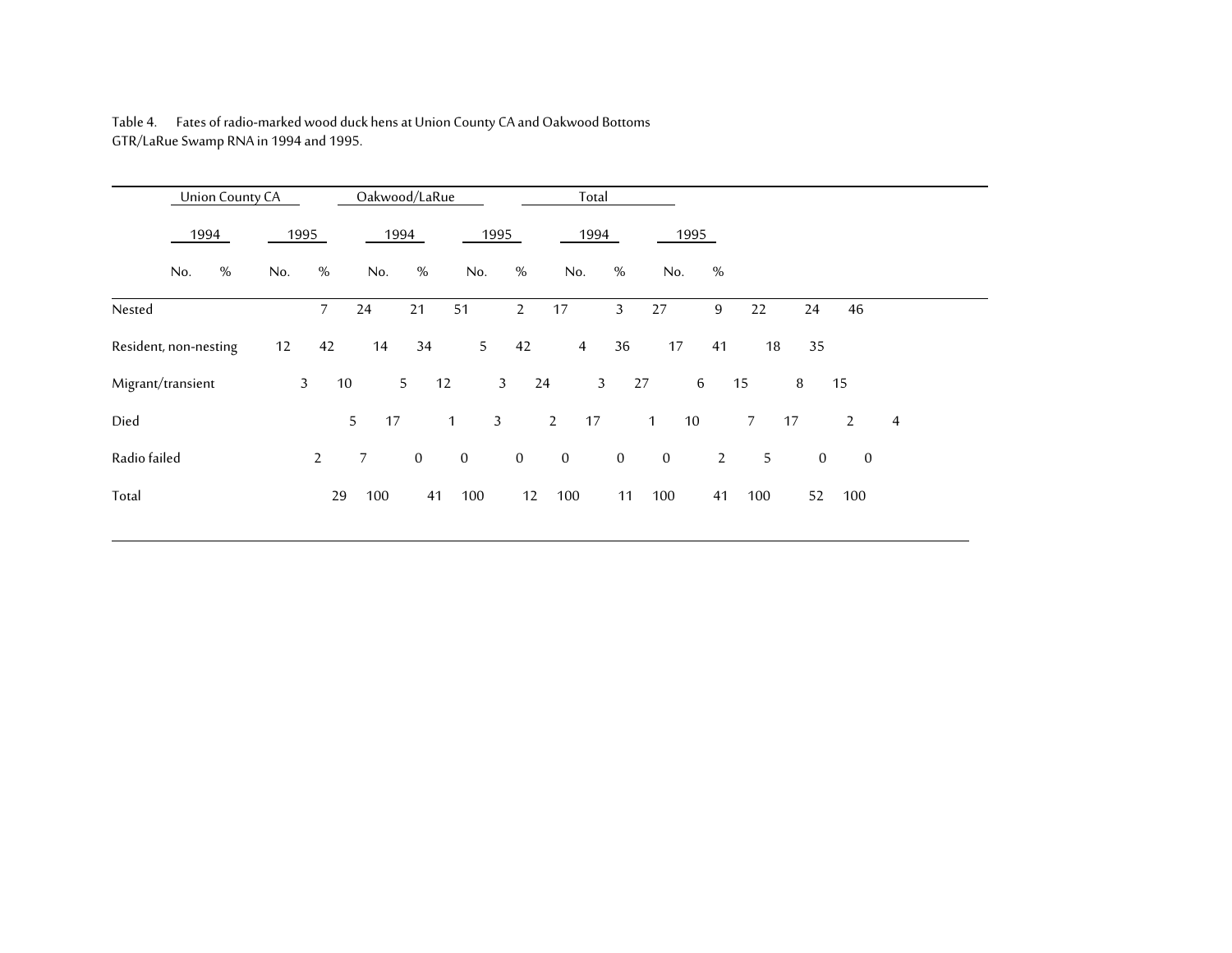Table 4. Fates of radio-marked wood duck hens at Union County CA and Oakwood Bottoms GTR/LaRue Swamp RNA in 1994 and 1995.

| | Union County CA | | | | Oakwood/LaRue | | | | Total | | | |
|---|---|---|---|---|---|---|---|---|---|---|---|---|
| | 1994 | | 1995 | | 1994 | | 1995 | | 1994 | | 1995 | |
| | No. | % | No. | % | No. | % | No. | % | No. | % | No. | % |
| Nested | 7 | 24 | 21 | 51 | 2 | 17 | 3 | 27 | 9 | 22 | 24 | 46 |
| Resident, non-nesting | 12 | 42 | 14 | 34 | 5 | 42 | 4 | 36 | 17 | 41 | 18 | 35 |
| Migrant/transient | 3 | 10 | 5 | 12 | 3 | 24 | 3 | 27 | 6 | 15 | 8 | 15 |
| Died | 5 | 17 | 1 | 3 | 2 | 17 | 1 | 10 | 7 | 17 | 2 | 4 |
| Radio failed | 2 | 7 | 0 | 0 | 0 | 0 | 0 | 0 | 2 | 5 | 0 | 0 |
| Total | 29 | 100 | 41 | 100 | 12 | 100 | 11 | 100 | 41 | 100 | 52 | 100 |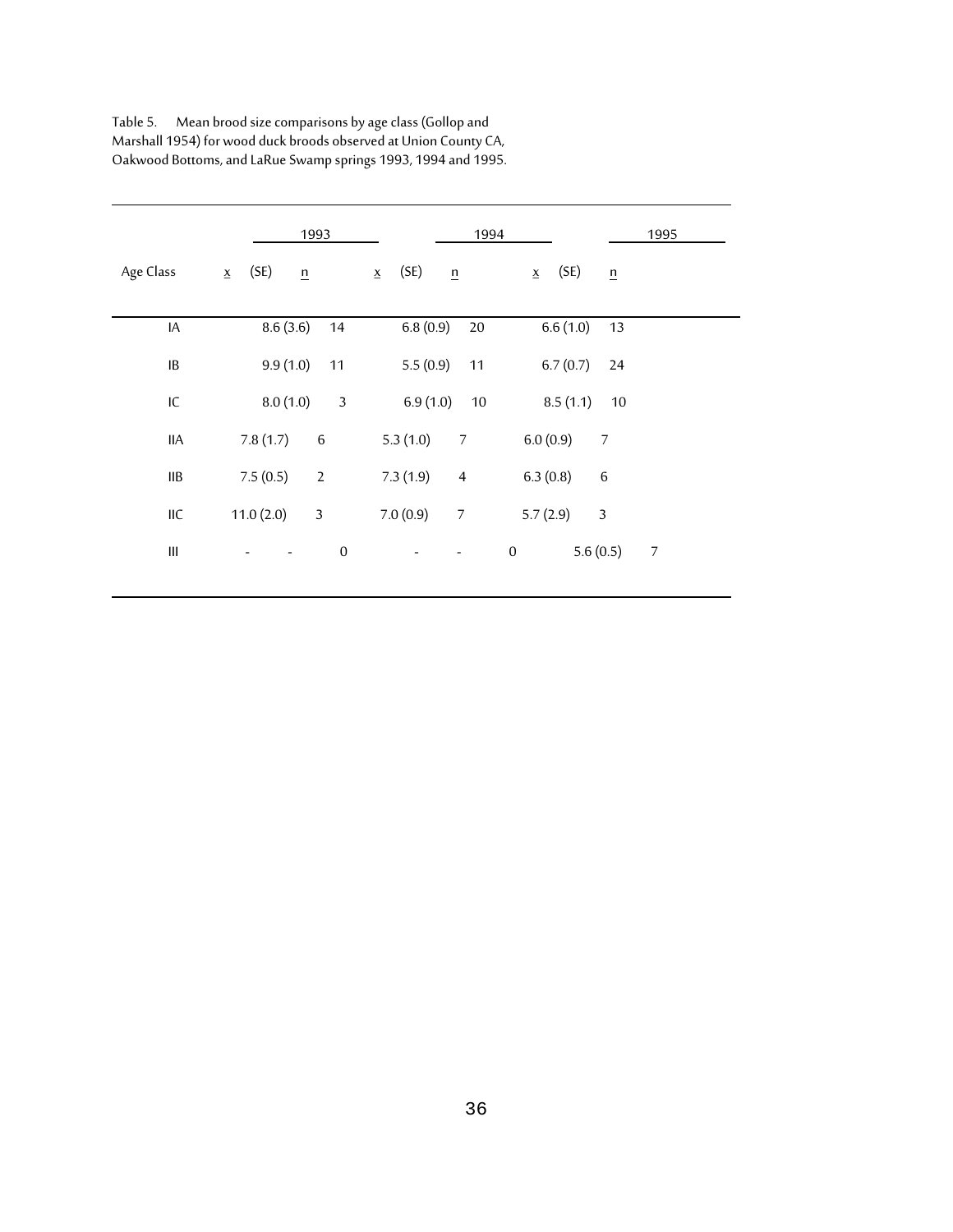Table 5. Mean brood size comparisons by age class (Gollop and Marshall 1954) for wood duck broods observed at Union County CA, Oakwood Bottoms, and LaRue Swamp springs 1993, 1994 and 1995.

| | 1993 | | 1994 | | 1995 | |
|---|---|---|---|---|---|---|
| Age Class | x (SE) | n | x (SE) | n | x (SE) | n |
| IA | 8.6 (3.6) | 14 | 6.8 (0.9) | 20 | 6.6 (1.0) | 13 |
| IB | 9.9 (1.0) | 11 | 5.5 (0.9) | 11 | 6.7 (0.7) | 24 |
| IC | 8.0 (1.0) | 3 | 6.9 (1.0) | 10 | 8.5 (1.1) | 10 |
| IIA | 7.8 (1.7) | 6 | 5.3 (1.0) | 7 | 6.0 (0.9) | 7 |
| IIB | 7.5 (0.5) | 2 | 7.3 (1.9) | 4 | 6.3 (0.8) | 6 |
| IIC | 11.0 (2.0) | 3 | 7.0 (0.9) | 7 | 5.7 (2.9) | 3 |
| III | - - | 0 | - - | 0 | 5.6 (0.5) | 7 |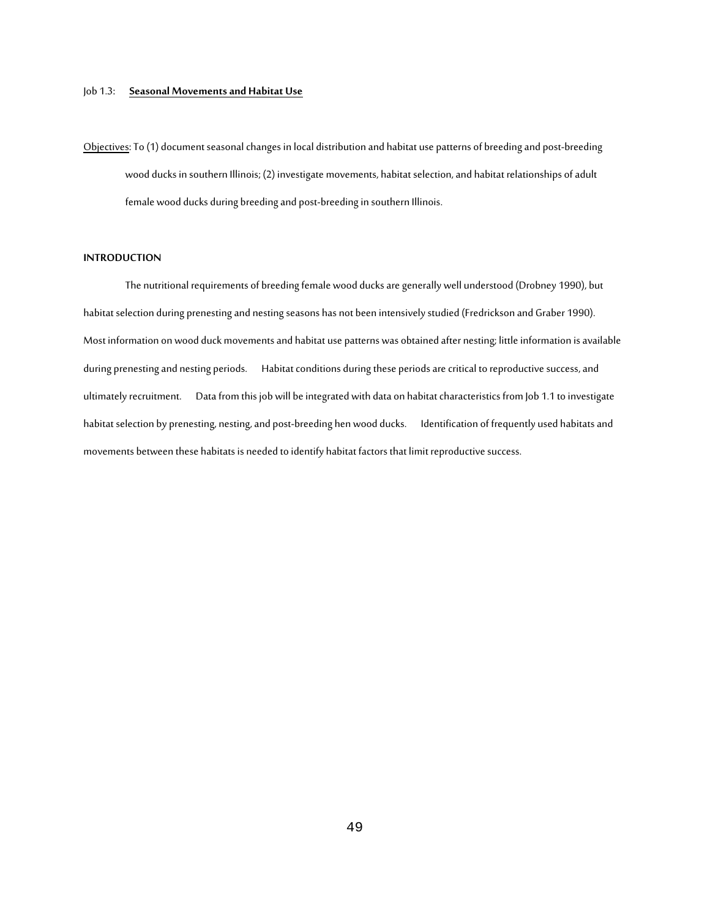Job 1.3: **Seasonal Movements and Habitat Use**

Objectives: To (1) document seasonal changes in local distribution and habitat use patterns of breeding and post-breeding wood ducks in southern Illinois; (2) investigate movements, habitat selection, and habitat relationships of adult female wood ducks during breeding and post-breeding in southern Illinois.

## INTRODUCTION

The nutritional requirements of breeding female wood ducks are generally well understood (Drobney 1990), but habitat selection during prenesting and nesting seasons has not been intensively studied (Fredrickson and Graber 1990). Most information on wood duck movements and habitat use patterns was obtained after nesting; little information is available during prenesting and nesting periods. Habitat conditions during these periods are critical to reproductive success, and ultimately recruitment. Data from this job will be integrated with data on habitat characteristics from Job 1.1 to investigate habitat selection by prenesting, nesting, and post-breeding hen wood ducks. Identification of frequently used habitats and movements between these habitats is needed to identify habitat factors that limit reproductive success.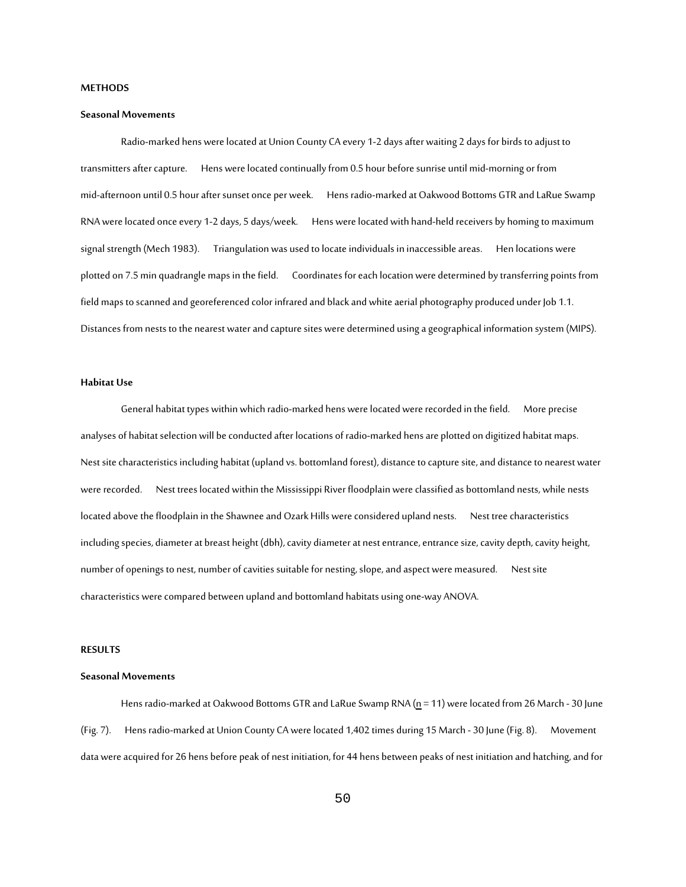**METHODS**

**Seasonal Movements**

Radio-marked hens were located at Union County CA every 1-2 days after waiting 2 days for birds to adjust to transmitters after capture. Hens were located continually from 0.5 hour before sunrise until mid-morning or from mid-afternoon until 0.5 hour after sunset once per week. Hens radio-marked at Oakwood Bottoms GTR and LaRue Swamp RNA were located once every 1-2 days, 5 days/week. Hens were located with hand-held receivers by homing to maximum signal strength (Mech 1983). Triangulation was used to locate individuals in inaccessible areas. Hen locations were plotted on 7.5 min quadrangle maps in the field. Coordinates for each location were determined by transferring points from field maps to scanned and georeferenced color infrared and black and white aerial photography produced under Job 1.1. Distances from nests to the nearest water and capture sites were determined using a geographical information system (MIPS).

**Habitat Use**

General habitat types within which radio-marked hens were located were recorded in the field. More precise analyses of habitat selection will be conducted after locations of radio-marked hens are plotted on digitized habitat maps. Nest site characteristics including habitat (upland vs. bottomland forest), distance to capture site, and distance to nearest water were recorded. Nest trees located within the Mississippi River floodplain were classified as bottomland nests, while nests located above the floodplain in the Shawnee and Ozark Hills were considered upland nests. Nest tree characteristics including species, diameter at breast height (dbh), cavity diameter at nest entrance, entrance size, cavity depth, cavity height, number of openings to nest, number of cavities suitable for nesting, slope, and aspect were measured. Nest site characteristics were compared between upland and bottomland habitats using one-way ANOVA.

**RESULTS**

**Seasonal Movements**

Hens radio-marked at Oakwood Bottoms GTR and LaRue Swamp RNA ($n$ = 11) were located from 26 March - 30 June (Fig. 7). Hens radio-marked at Union County CA were located 1,402 times during 15 March - 30 June (Fig. 8). Movement data were acquired for 26 hens before peak of nest initiation, for 44 hens between peaks of nest initiation and hatching, and for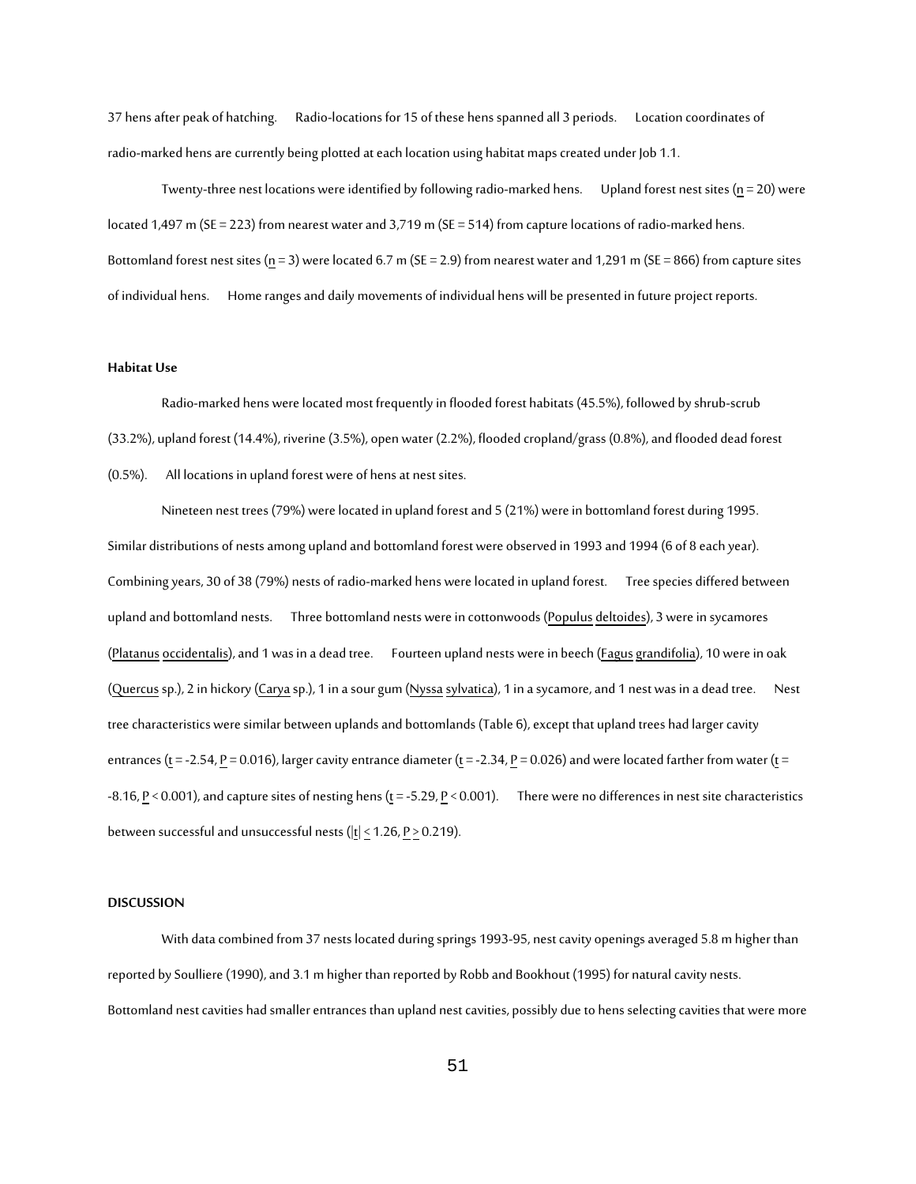37 hens after peak of hatching. Radio-locations for 15 of these hens spanned all 3 periods. Location coordinates of radio-marked hens are currently being plotted at each location using habitat maps created under Job 1.1.

Twenty-three nest locations were identified by following radio-marked hens. Upland forest nest sites ($n = 20$) were located 1,497 m (SE = 223) from nearest water and 3,719 m (SE = 514) from capture locations of radio-marked hens. Bottomland forest nest sites ($n = 3$) were located 6.7 m (SE = 2.9) from nearest water and 1,291 m (SE = 866) from capture sites of individual hens. Home ranges and daily movements of individual hens will be presented in future project reports.

**Habitat Use**

Radio-marked hens were located most frequently in flooded forest habitats (45.5%), followed by shrub-scrub (33.2%), upland forest (14.4%), riverine (3.5%), open water (2.2%), flooded cropland/grass (0.8%), and flooded dead forest (0.5%). All locations in upland forest were of hens at nest sites.

Nineteen nest trees (79%) were located in upland forest and 5 (21%) were in bottomland forest during 1995. Similar distributions of nests among upland and bottomland forest were observed in 1993 and 1994 (6 of 8 each year). Combining years, 30 of 38 (79%) nests of radio-marked hens were located in upland forest. Tree species differed between upland and bottomland nests. Three bottomland nests were in cottonwoods (*Populus deltoides*), 3 were in sycamores (*Platanus occidentalis*), and 1 was in a dead tree. Fourteen upland nests were in beech (*Fagus grandifolia*), 10 were in oak (*Quercus* sp.), 2 in hickory (*Carya* sp.), 1 in a sour gum (*Nyssa sylvatica*), 1 in a sycamore, and 1 nest was in a dead tree. Nest tree characteristics were similar between uplands and bottomlands (Table 6), except that upland trees had larger cavity entrances ($t = -2.54$, $P = 0.016$), larger cavity entrance diameter ($t = -2.34$, $P = 0.026$) and were located farther from water ($t = -8.16$, $P < 0.001$), and capture sites of nesting hens ($t = -5.29$, $P < 0.001$). There were no differences in nest site characteristics between successful and unsuccessful nests ($|t| \leq 1.26$, $P \geq 0.219$).

**DISCUSSION**

With data combined from 37 nests located during springs 1993-95, nest cavity openings averaged 5.8 m higher than reported by Soulliere (1990), and 3.1 m higher than reported by Robb and Bookhout (1995) for natural cavity nests. Bottomland nest cavities had smaller entrances than upland nest cavities, possibly due to hens selecting cavities that were more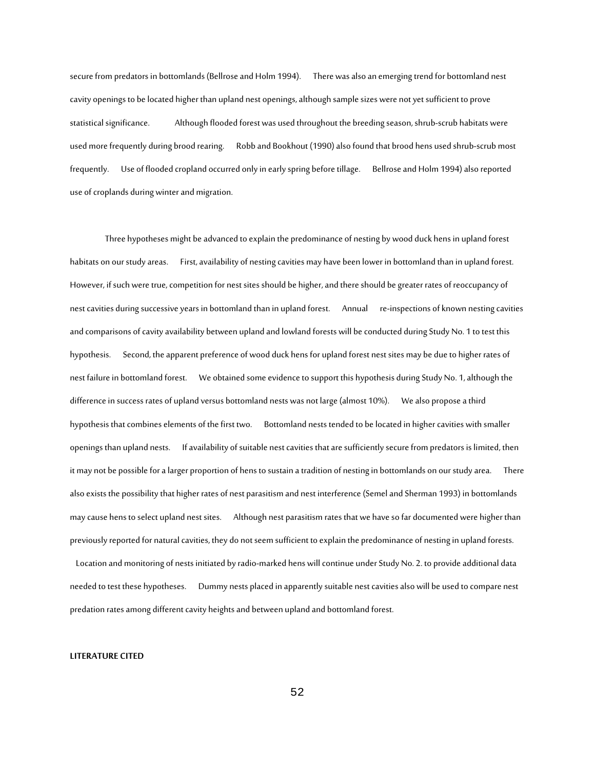secure from predators in bottomlands (Bellrose and Holm 1994). There was also an emerging trend for bottomland nest cavity openings to be located higher than upland nest openings, although sample sizes were not yet sufficient to prove statistical significance. Although flooded forest was used throughout the breeding season, shrub-scrub habitats were used more frequently during brood rearing. Robb and Bookhout (1990) also found that brood hens used shrub-scrub most frequently. Use of flooded cropland occurred only in early spring before tillage. Bellrose and Holm 1994) also reported use of croplands during winter and migration.

Three hypotheses might be advanced to explain the predominance of nesting by wood duck hens in upland forest habitats on our study areas. First, availability of nesting cavities may have been lower in bottomland than in upland forest. However, if such were true, competition for nest sites should be higher, and there should be greater rates of reoccupancy of nest cavities during successive years in bottomland than in upland forest. Annual re-inspections of known nesting cavities and comparisons of cavity availability between upland and lowland forests will be conducted during Study No. 1 to test this hypothesis. Second, the apparent preference of wood duck hens for upland forest nest sites may be due to higher rates of nest failure in bottomland forest. We obtained some evidence to support this hypothesis during Study No. 1, although the difference in success rates of upland versus bottomland nests was not large (almost 10%). We also propose a third hypothesis that combines elements of the first two. Bottomland nests tended to be located in higher cavities with smaller openings than upland nests. If availability of suitable nest cavities that are sufficiently secure from predators is limited, then it may not be possible for a larger proportion of hens to sustain a tradition of nesting in bottomlands on our study area. There also exists the possibility that higher rates of nest parasitism and nest interference (Semel and Sherman 1993) in bottomlands may cause hens to select upland nest sites. Although nest parasitism rates that we have so far documented were higher than previously reported for natural cavities, they do not seem sufficient to explain the predominance of nesting in upland forests. Location and monitoring of nests initiated by radio-marked hens will continue under Study No. 2. to provide additional data needed to test these hypotheses. Dummy nests placed in apparently suitable nest cavities also will be used to compare nest predation rates among different cavity heights and between upland and bottomland forest.

**LITERATURE CITED**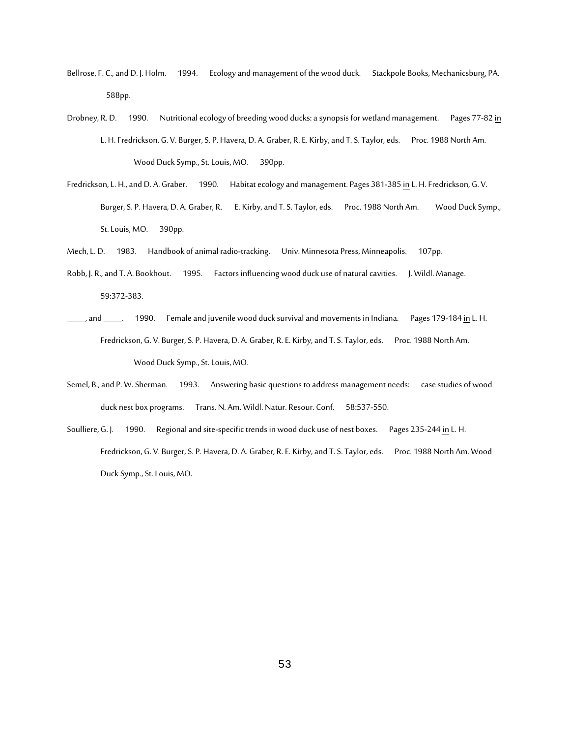Bellrose, F. C., and D. J. Holm. 1994. Ecology and management of the wood duck. Stackpole Books, Mechanicsburg, PA. 588pp.

Drobney, R. D. 1990. Nutritional ecology of breeding wood ducks: a synopsis for wetland management. Pages 77-82 in L. H. Fredrickson, G. V. Burger, S. P. Havera, D. A. Graber, R. E. Kirby, and T. S. Taylor, eds. Proc. 1988 North Am. Wood Duck Symp., St. Louis, MO. 390pp.

Fredrickson, L. H., and D. A. Graber. 1990. Habitat ecology and management. Pages 381-385 in L. H. Fredrickson, G. V. Burger, S. P. Havera, D. A. Graber, R. E. Kirby, and T. S. Taylor, eds. Proc. 1988 North Am. Wood Duck Symp., St. Louis, MO. 390pp.

Mech, L. D. 1983. Handbook of animal radio-tracking. Univ. Minnesota Press, Minneapolis. 107pp.

Robb, J. R., and T. A. Bookhout. 1995. Factors influencing wood duck use of natural cavities. J. Wildl. Manage. 59:372-383.

____, and ____. 1990. Female and juvenile wood duck survival and movements in Indiana. Pages 179-184 in L. H. Fredrickson, G. V. Burger, S. P. Havera, D. A. Graber, R. E. Kirby, and T. S. Taylor, eds. Proc. 1988 North Am. Wood Duck Symp., St. Louis, MO.

Semel, B., and P. W. Sherman. 1993. Answering basic questions to address management needs: case studies of wood duck nest box programs. Trans. N. Am. Wildl. Natur. Resour. Conf. 58:537-550.

Soulliere, G. J. 1990. Regional and site-specific trends in wood duck use of nest boxes. Pages 235-244 in L. H. Fredrickson, G. V. Burger, S. P. Havera, D. A. Graber, R. E. Kirby, and T. S. Taylor, eds. Proc. 1988 North Am. Wood Duck Symp., St. Louis, MO.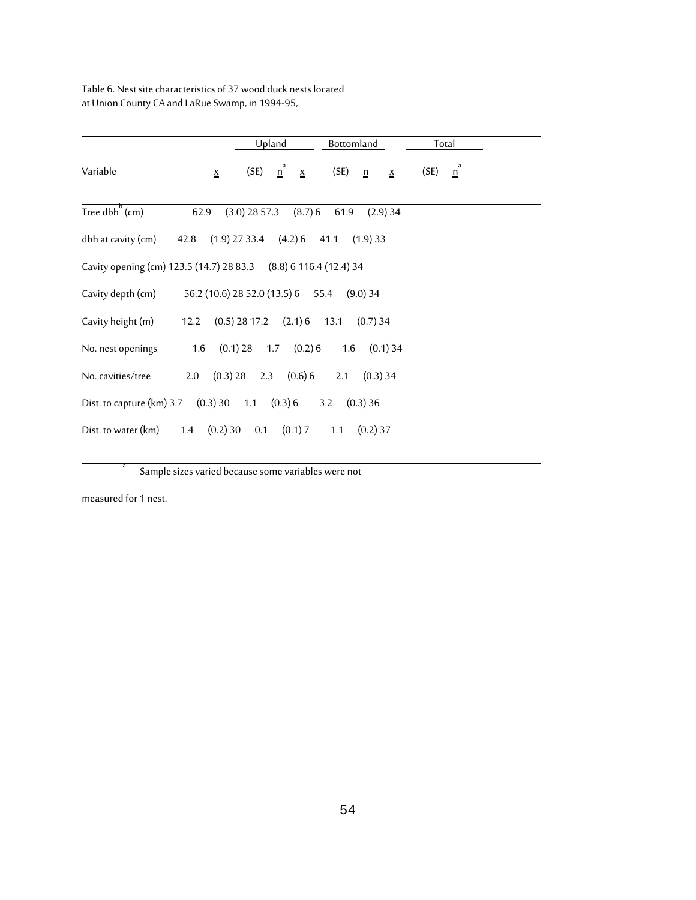Table 6. Nest site characteristics of 37 wood duck nests located at Union County CA and LaRue Swamp, in 1994-95,

| Variable | Upland | | | Bottomland | | | Total | | |
|---|---|---|---|---|---|---|---|---|---|
| | $\bar{x}$ | (SE) | n[a] | $\bar{x}$ | (SE) | n | $\bar{x}$ | (SE) | n[a] |
| Tree dbh[b] (cm) | 62.9 | (3.0) | 28 | 57.3 | (8.7) | 6 | 61.9 | (2.9) | 34 |
| dbh at cavity (cm) | 42.8 | (1.9) | 27 | 33.4 | (4.2) | 6 | 41.1 | (1.9) | 33 |
| Cavity opening (cm) | 123.5 | (14.7) | 28 | 83.3 | (8.8) | 6 | 116.4 | (12.4) | 34 |
| Cavity depth (cm) | 56.2 | (10.6) | 28 | 52.0 | (13.5) | 6 | 55.4 | (9.0) | 34 |
| Cavity height (m) | 12.2 | (0.5) | 28 | 17.2 | (2.1) | 6 | 13.1 | (0.7) | 34 |
| No. nest openings | 1.6 | (0.1) | 28 | 1.7 | (0.2) | 6 | 1.6 | (0.1) | 34 |
| No. cavities/tree | 2.0 | (0.3) | 28 | 2.3 | (0.6) | 6 | 2.1 | (0.3) | 34 |
| Dist. to capture (km) | 3.7 | (0.3) | 30 | 1.1 | (0.3) | 6 | 3.2 | (0.3) | 36 |
| Dist. to water (km) | 1.4 | (0.2) | 30 | 0.1 | (0.1) | 7 | 1.1 | (0.2) | 37 |

[a] Sample sizes varied because some variables were not measured for 1 nest.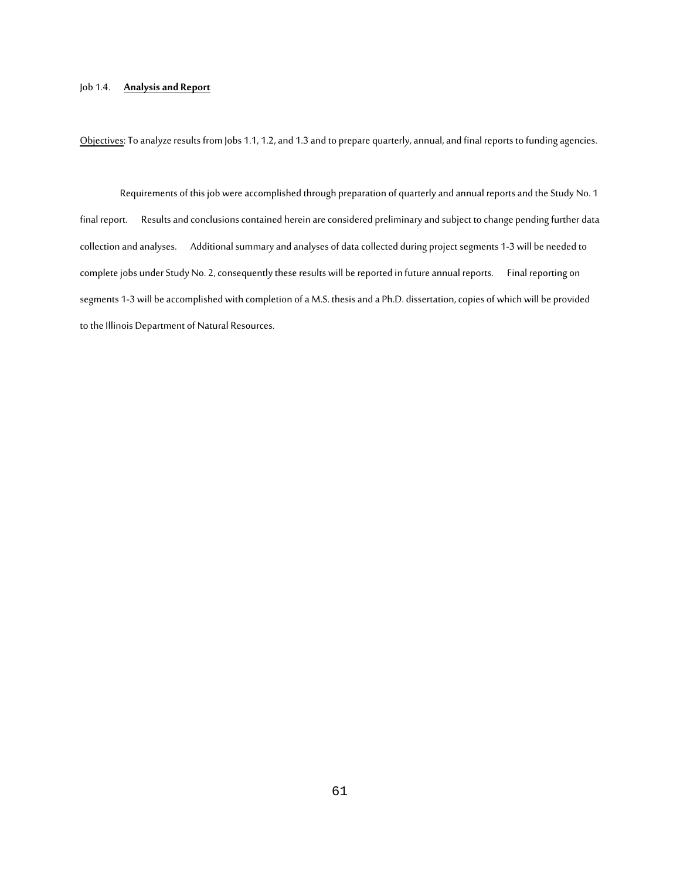Job 1.4. **Analysis and Report**

Objectives: To analyze results from Jobs 1.1, 1.2, and 1.3 and to prepare quarterly, annual, and final reports to funding agencies.

Requirements of this job were accomplished through preparation of quarterly and annual reports and the Study No. 1 final report. Results and conclusions contained herein are considered preliminary and subject to change pending further data collection and analyses. Additional summary and analyses of data collected during project segments 1-3 will be needed to complete jobs under Study No. 2, consequently these results will be reported in future annual reports. Final reporting on segments 1-3 will be accomplished with completion of a M.S. thesis and a Ph.D. dissertation, copies of which will be provided to the Illinois Department of Natural Resources.